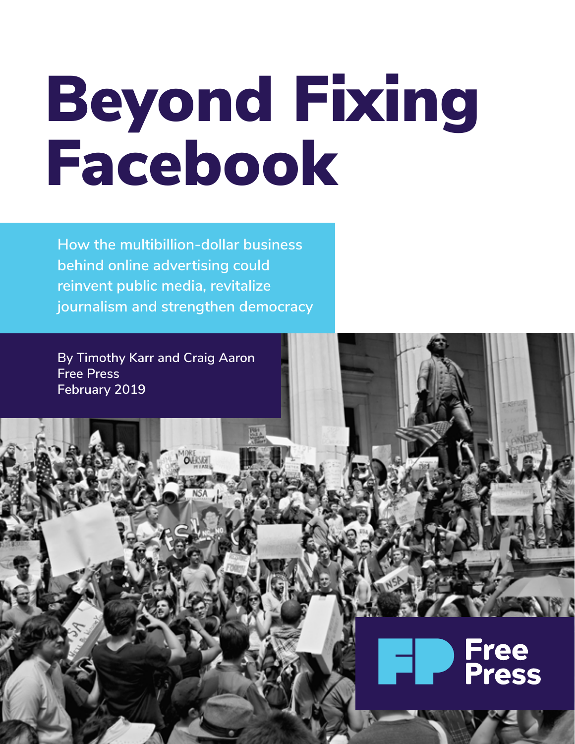# Beyond Fixing Facebook

**How the multibillion-dollar business behind online advertising could reinvent public media, revitalize journalism and strengthen democracy**

By Timothy Karr and Craig Aaron
Free Press
February 2019

Free Press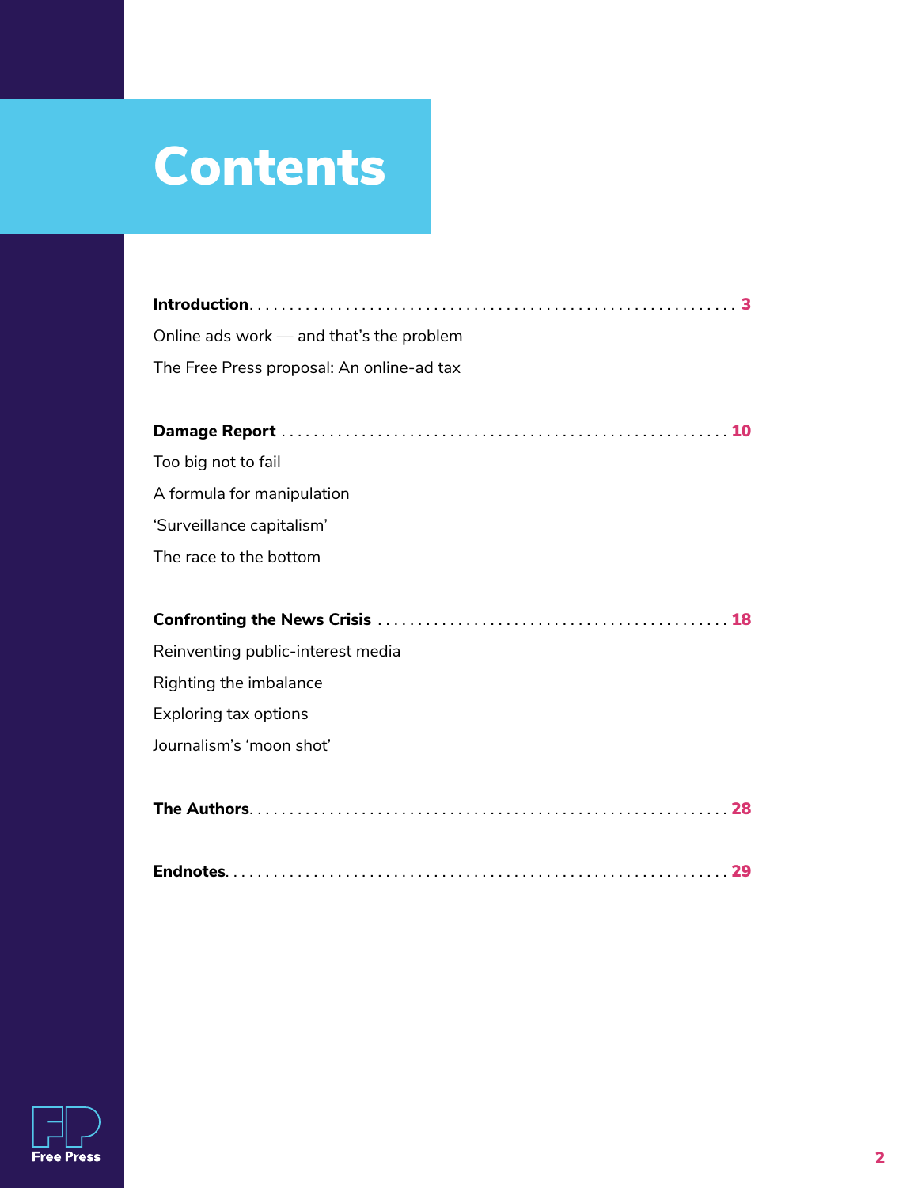# Contents

**Introduction** . . . . . . . . . . . . . . . . . . . . . . . . . . . . . . . . . . . . . . . . . . . . . . . . . . . . . . . . . . . . **3**

Online ads work — and that's the problem

The Free Press proposal: An online-ad tax

**Damage Report** . . . . . . . . . . . . . . . . . . . . . . . . . . . . . . . . . . . . . . . . . . . . . . . . . . . . . . **10**

Too big not to fail

A formula for manipulation

'Surveillance capitalism'

The race to the bottom

**Confronting the News Crisis** . . . . . . . . . . . . . . . . . . . . . . . . . . . . . . . . . . . . . . . . . . . **18**

Reinventing public-interest media

Righting the imbalance

Exploring tax options

Journalism's 'moon shot'

**The Authors** . . . . . . . . . . . . . . . . . . . . . . . . . . . . . . . . . . . . . . . . . . . . . . . . . . . . . . . . . **28**

**Endnotes** . . . . . . . . . . . . . . . . . . . . . . . . . . . . . . . . . . . . . . . . . . . . . . . . . . . . . . . . . . . . **29**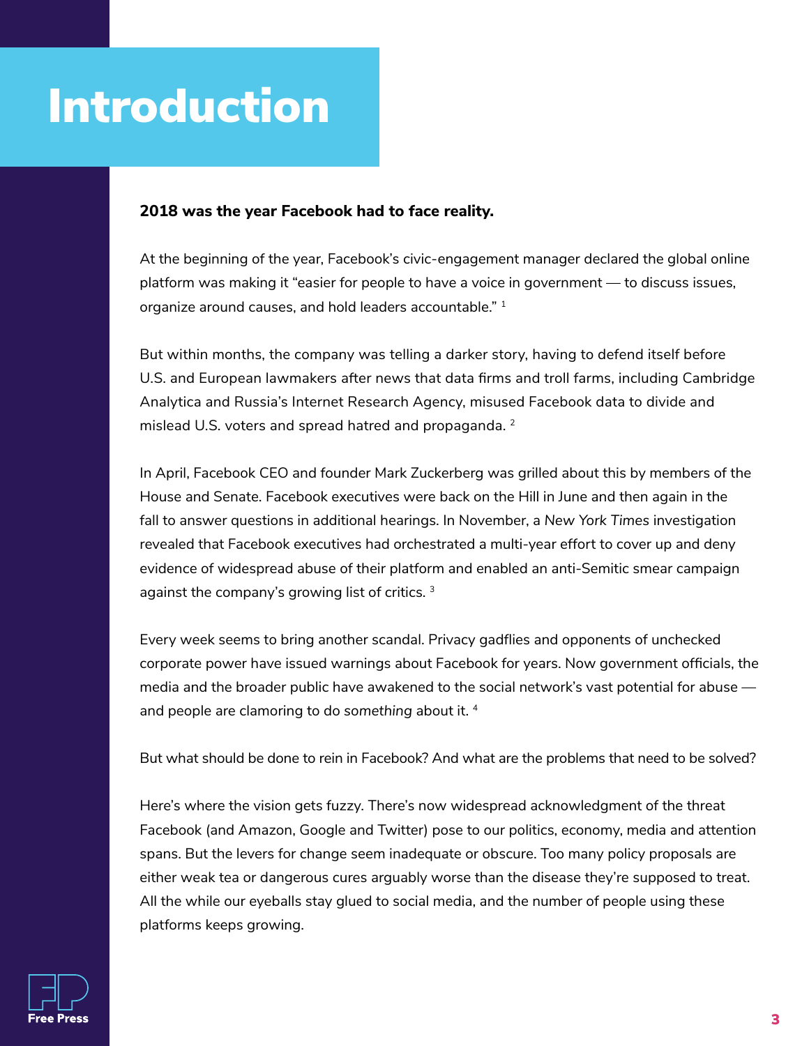# Introduction

**2018 was the year Facebook had to face reality.**

At the beginning of the year, Facebook's civic-engagement manager declared the global online platform was making it "easier for people to have a voice in government — to discuss issues, organize around causes, and hold leaders accountable." [1]

But within months, the company was telling a darker story, having to defend itself before U.S. and European lawmakers after news that data firms and troll farms, including Cambridge Analytica and Russia's Internet Research Agency, misused Facebook data to divide and mislead U.S. voters and spread hatred and propaganda. [2]

In April, Facebook CEO and founder Mark Zuckerberg was grilled about this by members of the House and Senate. Facebook executives were back on the Hill in June and then again in the fall to answer questions in additional hearings. In November, a *New York Times* investigation revealed that Facebook executives had orchestrated a multi-year effort to cover up and deny evidence of widespread abuse of their platform and enabled an anti-Semitic smear campaign against the company's growing list of critics. [3]

Every week seems to bring another scandal. Privacy gadflies and opponents of unchecked corporate power have issued warnings about Facebook for years. Now government officials, the media and the broader public have awakened to the social network's vast potential for abuse — and people are clamoring to do *something* about it. [4]

But what should be done to rein in Facebook? And what are the problems that need to be solved?

Here's where the vision gets fuzzy. There's now widespread acknowledgment of the threat Facebook (and Amazon, Google and Twitter) pose to our politics, economy, media and attention spans. But the levers for change seem inadequate or obscure. Too many policy proposals are either weak tea or dangerous cures arguably worse than the disease they're supposed to treat. All the while our eyeballs stay glued to social media, and the number of people using these platforms keeps growing.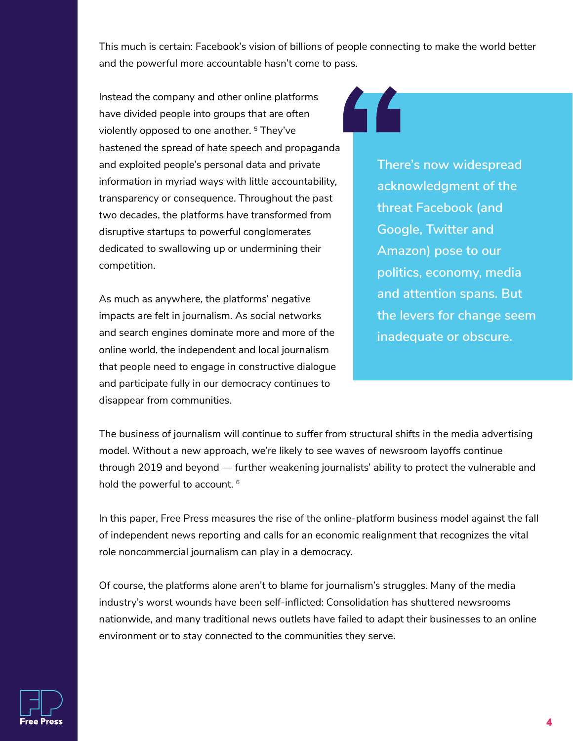This much is certain: Facebook's vision of billions of people connecting to make the world better and the powerful more accountable hasn't come to pass.

Instead the company and other online platforms have divided people into groups that are often violently opposed to one another. [5] They've hastened the spread of hate speech and propaganda and exploited people's personal data and private information in myriad ways with little accountability, transparency or consequence. Throughout the past two decades, the platforms have transformed from disruptive startups to powerful conglomerates dedicated to swallowing up or undermining their competition.

As much as anywhere, the platforms' negative impacts are felt in journalism. As social networks and search engines dominate more and more of the online world, the independent and local journalism that people need to engage in constructive dialogue and participate fully in our democracy continues to disappear from communities.

> There's now widespread acknowledgment of the threat Facebook (and Google, Twitter and Amazon) pose to our politics, economy, media and attention spans. But the levers for change seem inadequate or obscure.

The business of journalism will continue to suffer from structural shifts in the media advertising model. Without a new approach, we're likely to see waves of newsroom layoffs continue through 2019 and beyond — further weakening journalists' ability to protect the vulnerable and hold the powerful to account. [6]

In this paper, Free Press measures the rise of the online-platform business model against the fall of independent news reporting and calls for an economic realignment that recognizes the vital role noncommercial journalism can play in a democracy.

Of course, the platforms alone aren't to blame for journalism's struggles. Many of the media industry's worst wounds have been self-inflicted: Consolidation has shuttered newsrooms nationwide, and many traditional news outlets have failed to adapt their businesses to an online environment or to stay connected to the communities they serve.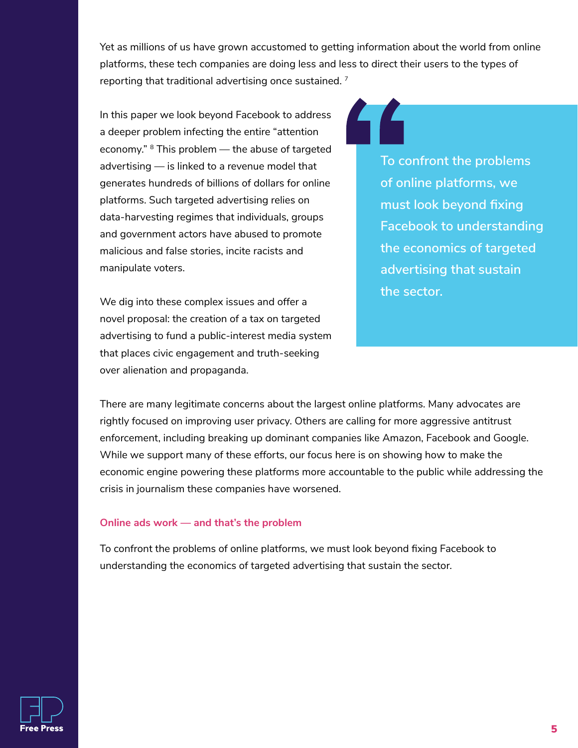Yet as millions of us have grown accustomed to getting information about the world from online platforms, these tech companies are doing less and less to direct their users to the types of reporting that traditional advertising once sustained. [7]

In this paper we look beyond Facebook to address a deeper problem infecting the entire "attention economy." [8] This problem — the abuse of targeted advertising — is linked to a revenue model that generates hundreds of billions of dollars for online platforms. Such targeted advertising relies on data-harvesting regimes that individuals, groups and government actors have abused to promote malicious and false stories, incite racists and manipulate voters.

> To confront the problems of online platforms, we must look beyond fixing Facebook to understanding the economics of targeted advertising that sustain the sector.

We dig into these complex issues and offer a novel proposal: the creation of a tax on targeted advertising to fund a public-interest media system that places civic engagement and truth-seeking over alienation and propaganda.

There are many legitimate concerns about the largest online platforms. Many advocates are rightly focused on improving user privacy. Others are calling for more aggressive antitrust enforcement, including breaking up dominant companies like Amazon, Facebook and Google. While we support many of these efforts, our focus here is on showing how to make the economic engine powering these platforms more accountable to the public while addressing the crisis in journalism these companies have worsened.

### Online ads work — and that's the problem

To confront the problems of online platforms, we must look beyond fixing Facebook to understanding the economics of targeted advertising that sustain the sector.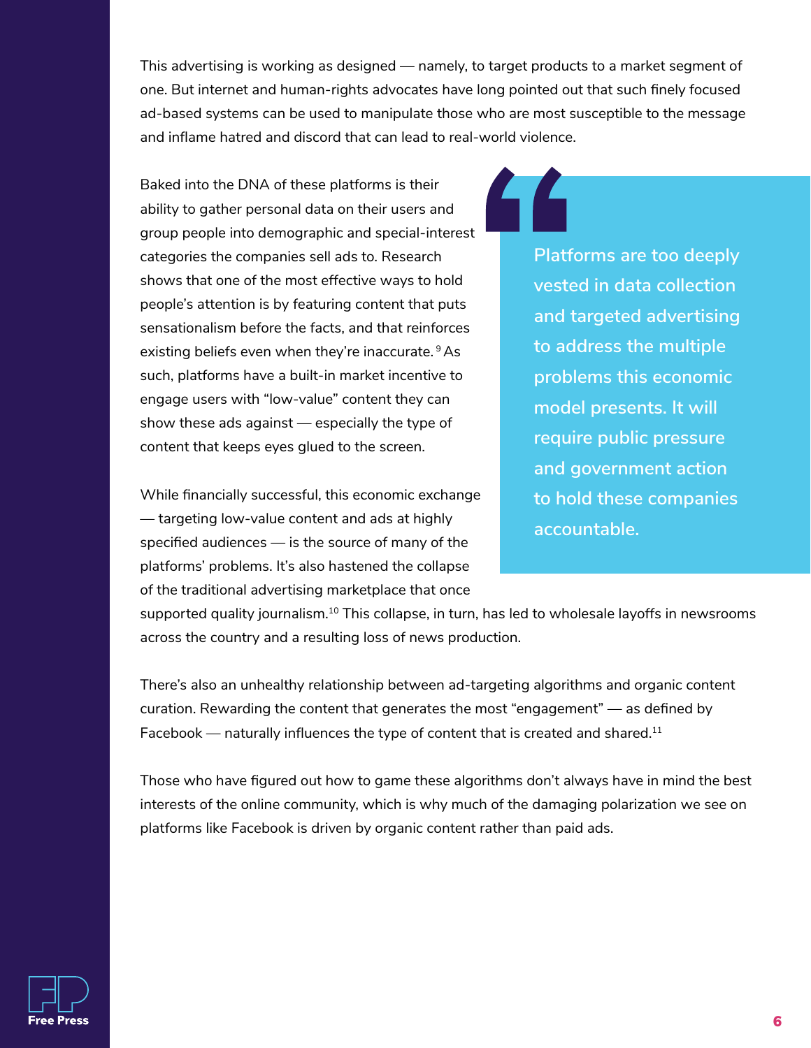This advertising is working as designed — namely, to target products to a market segment of one. But internet and human-rights advocates have long pointed out that such finely focused ad-based systems can be used to manipulate those who are most susceptible to the message and inflame hatred and discord that can lead to real-world violence.

Baked into the DNA of these platforms is their ability to gather personal data on their users and group people into demographic and special-interest categories the companies sell ads to. Research shows that one of the most effective ways to hold people's attention is by featuring content that puts sensationalism before the facts, and that reinforces existing beliefs even when they're inaccurate.[9] As such, platforms have a built-in market incentive to engage users with "low-value" content they can show these ads against — especially the type of content that keeps eyes glued to the screen.

> **Platforms are too deeply vested in data collection and targeted advertising to address the multiple problems this economic model presents. It will require public pressure and government action to hold these companies accountable.**

While financially successful, this economic exchange — targeting low-value content and ads at highly specified audiences — is the source of many of the platforms' problems. It's also hastened the collapse of the traditional advertising marketplace that once supported quality journalism.[10] This collapse, in turn, has led to wholesale layoffs in newsrooms across the country and a resulting loss of news production.

There's also an unhealthy relationship between ad-targeting algorithms and organic content curation. Rewarding the content that generates the most "engagement" — as defined by Facebook — naturally influences the type of content that is created and shared.[11]

Those who have figured out how to game these algorithms don't always have in mind the best interests of the online community, which is why much of the damaging polarization we see on platforms like Facebook is driven by organic content rather than paid ads.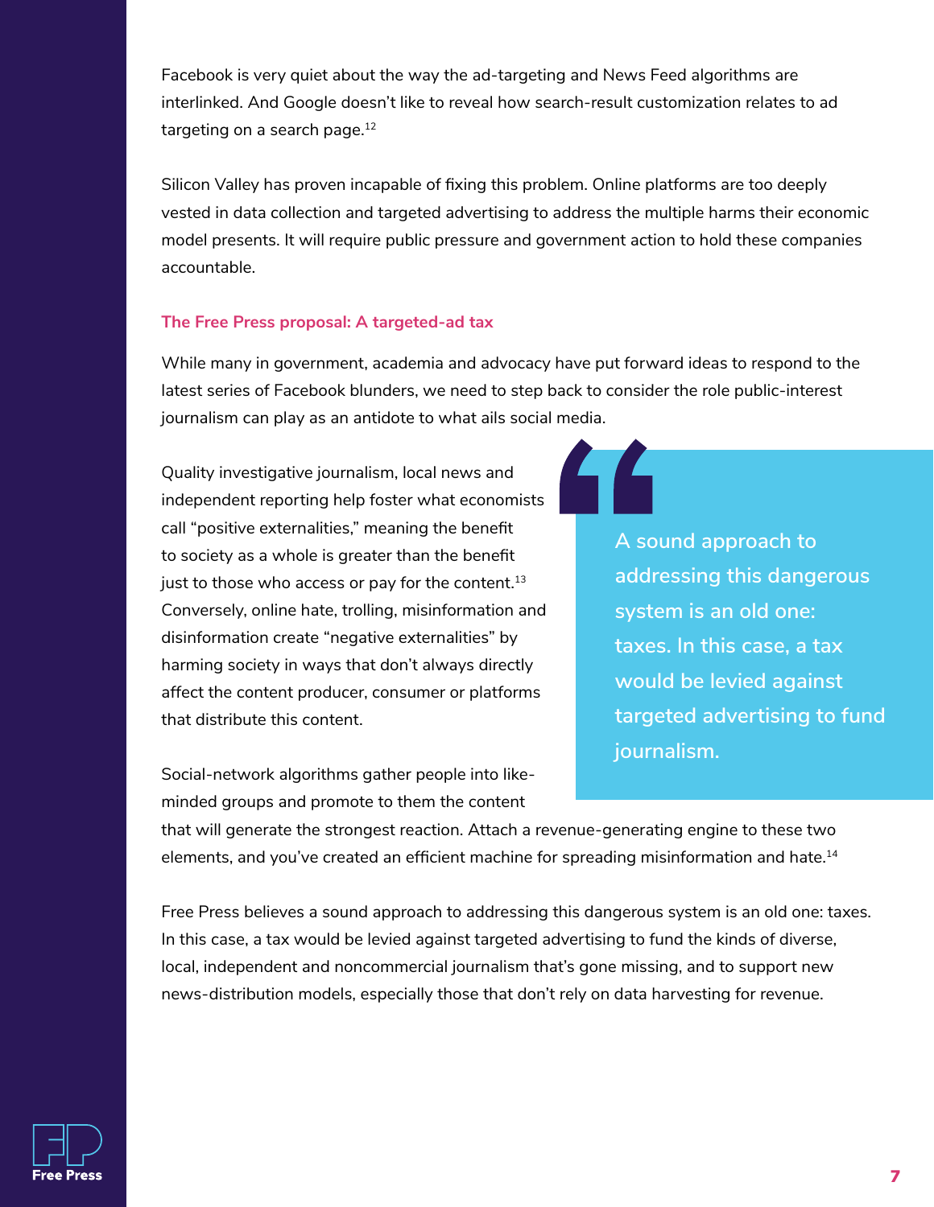Facebook is very quiet about the way the ad-targeting and News Feed algorithms are interlinked. And Google doesn't like to reveal how search-result customization relates to ad targeting on a search page.[12]

Silicon Valley has proven incapable of fixing this problem. Online platforms are too deeply vested in data collection and targeted advertising to address the multiple harms their economic model presents. It will require public pressure and government action to hold these companies accountable.

### The Free Press proposal: A targeted-ad tax

While many in government, academia and advocacy have put forward ideas to respond to the latest series of Facebook blunders, we need to step back to consider the role public-interest journalism can play as an antidote to what ails social media.

Quality investigative journalism, local news and independent reporting help foster what economists call "positive externalities," meaning the benefit to society as a whole is greater than the benefit just to those who access or pay for the content.[13] Conversely, online hate, trolling, misinformation and disinformation create "negative externalities" by harming society in ways that don't always directly affect the content producer, consumer or platforms that distribute this content.

> A sound approach to addressing this dangerous system is an old one: taxes. In this case, a tax would be levied against targeted advertising to fund journalism.

Social-network algorithms gather people into like-minded groups and promote to them the content that will generate the strongest reaction. Attach a revenue-generating engine to these two elements, and you've created an efficient machine for spreading misinformation and hate.[14]

Free Press believes a sound approach to addressing this dangerous system is an old one: taxes. In this case, a tax would be levied against targeted advertising to fund the kinds of diverse, local, independent and noncommercial journalism that's gone missing, and to support new news-distribution models, especially those that don't rely on data harvesting for revenue.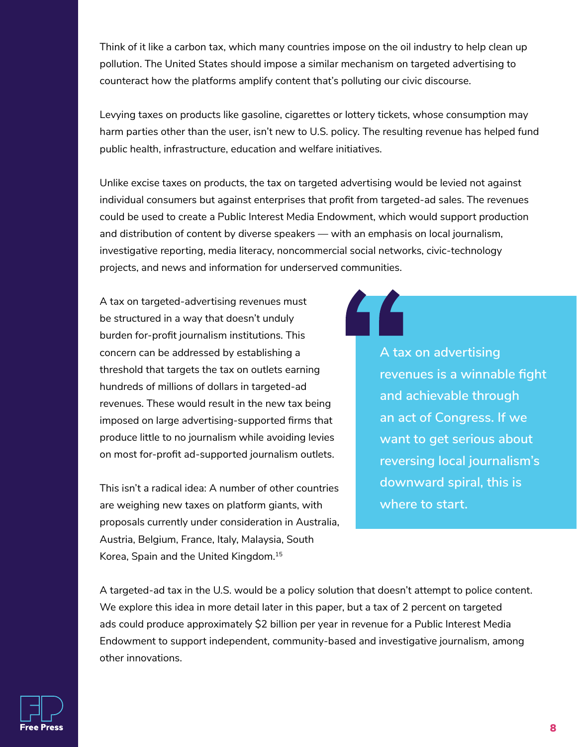Think of it like a carbon tax, which many countries impose on the oil industry to help clean up pollution. The United States should impose a similar mechanism on targeted advertising to counteract how the platforms amplify content that's polluting our civic discourse.

Levying taxes on products like gasoline, cigarettes or lottery tickets, whose consumption may harm parties other than the user, isn't new to U.S. policy. The resulting revenue has helped fund public health, infrastructure, education and welfare initiatives.

Unlike excise taxes on products, the tax on targeted advertising would be levied not against individual consumers but against enterprises that profit from targeted-ad sales. The revenues could be used to create a Public Interest Media Endowment, which would support production and distribution of content by diverse speakers — with an emphasis on local journalism, investigative reporting, media literacy, noncommercial social networks, civic-technology projects, and news and information for underserved communities.

A tax on targeted-advertising revenues must be structured in a way that doesn't unduly burden for-profit journalism institutions. This concern can be addressed by establishing a threshold that targets the tax on outlets earning hundreds of millions of dollars in targeted-ad revenues. These would result in the new tax being imposed on large advertising-supported firms that produce little to no journalism while avoiding levies on most for-profit ad-supported journalism outlets.

> A tax on advertising revenues is a winnable fight and achievable through an act of Congress. If we want to get serious about reversing local journalism's downward spiral, this is where to start.

This isn't a radical idea: A number of other countries are weighing new taxes on platform giants, with proposals currently under consideration in Australia, Austria, Belgium, France, Italy, Malaysia, South Korea, Spain and the United Kingdom.[15]

A targeted-ad tax in the U.S. would be a policy solution that doesn't attempt to police content. We explore this idea in more detail later in this paper, but a tax of 2 percent on targeted ads could produce approximately $2 billion per year in revenue for a Public Interest Media Endowment to support independent, community-based and investigative journalism, among other innovations.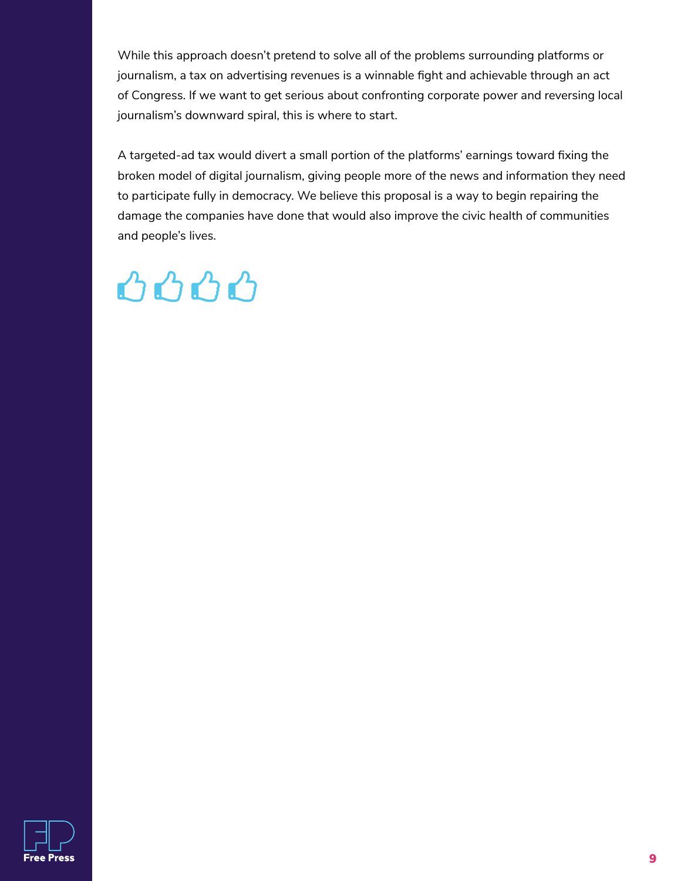While this approach doesn't pretend to solve all of the problems surrounding platforms or journalism, a tax on advertising revenues is a winnable fight and achievable through an act of Congress. If we want to get serious about confronting corporate power and reversing local journalism's downward spiral, this is where to start.

A targeted-ad tax would divert a small portion of the platforms' earnings toward fixing the broken model of digital journalism, giving people more of the news and information they need to participate fully in democracy. We believe this proposal is a way to begin repairing the damage the companies have done that would also improve the civic health of communities and people's lives.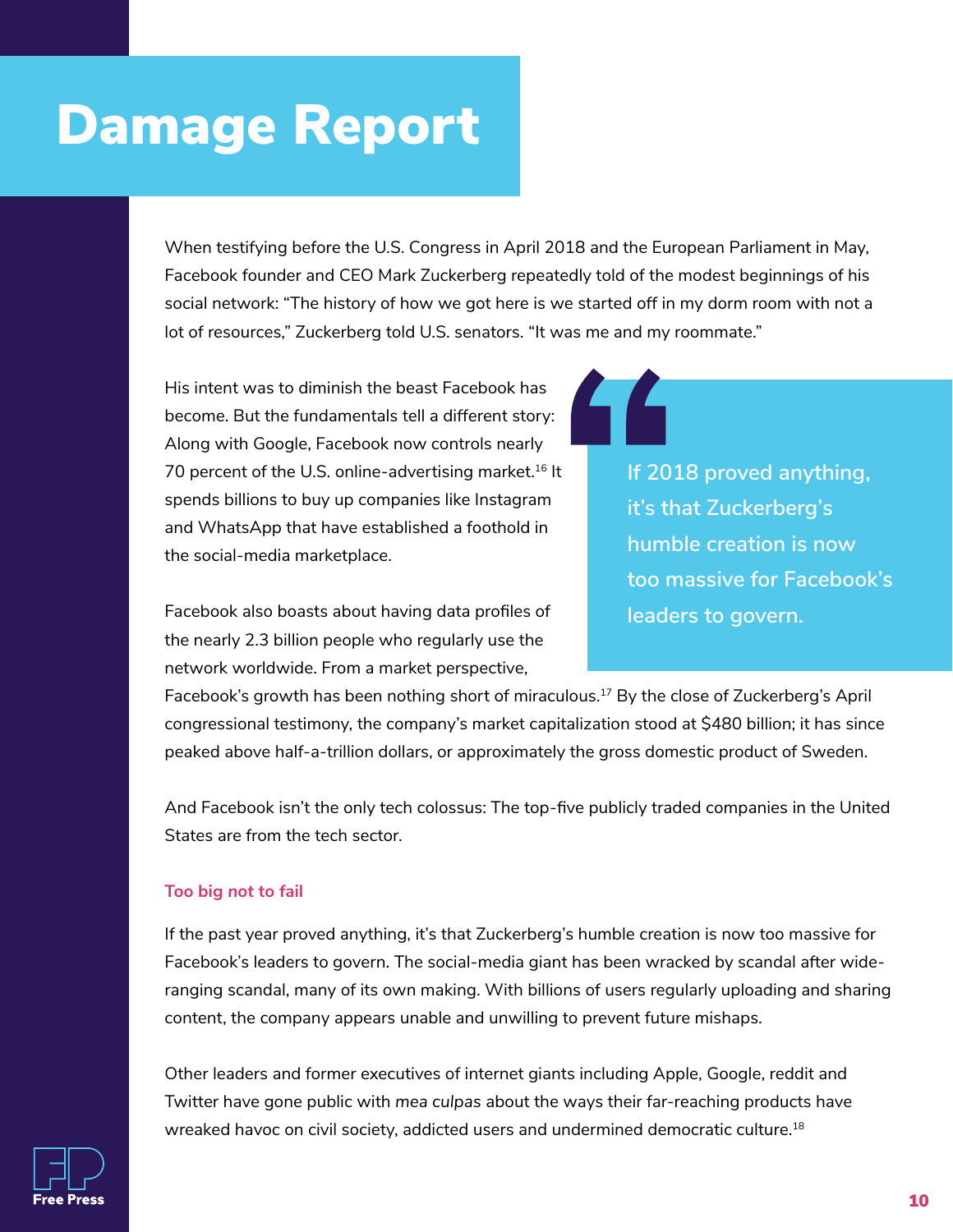# Damage Report

When testifying before the U.S. Congress in April 2018 and the European Parliament in May, Facebook founder and CEO Mark Zuckerberg repeatedly told of the modest beginnings of his social network: "The history of how we got here is we started off in my dorm room with not a lot of resources," Zuckerberg told U.S. senators. "It was me and my roommate."

His intent was to diminish the beast Facebook has become. But the fundamentals tell a different story: Along with Google, Facebook now controls nearly 70 percent of the U.S. online-advertising market.[16] It spends billions to buy up companies like Instagram and WhatsApp that have established a foothold in the social-media marketplace.

> If 2018 proved anything, it's that Zuckerberg's humble creation is now too massive for Facebook's leaders to govern.

Facebook also boasts about having data profiles of the nearly 2.3 billion people who regularly use the network worldwide. From a market perspective, Facebook's growth has been nothing short of miraculous.[17] By the close of Zuckerberg's April congressional testimony, the company's market capitalization stood at $480 billion; it has since peaked above half-a-trillion dollars, or approximately the gross domestic product of Sweden.

And Facebook isn't the only tech colossus: The top-five publicly traded companies in the United States are from the tech sector.

### Too big *not* to fail

If the past year proved anything, it's that Zuckerberg's humble creation is now too massive for Facebook's leaders to govern. The social-media giant has been wracked by scandal after wide-ranging scandal, many of its own making. With billions of users regularly uploading and sharing content, the company appears unable and unwilling to prevent future mishaps.

Other leaders and former executives of internet giants including Apple, Google, reddit and Twitter have gone public with *mea culpas* about the ways their far-reaching products have wreaked havoc on civil society, addicted users and undermined democratic culture.[18]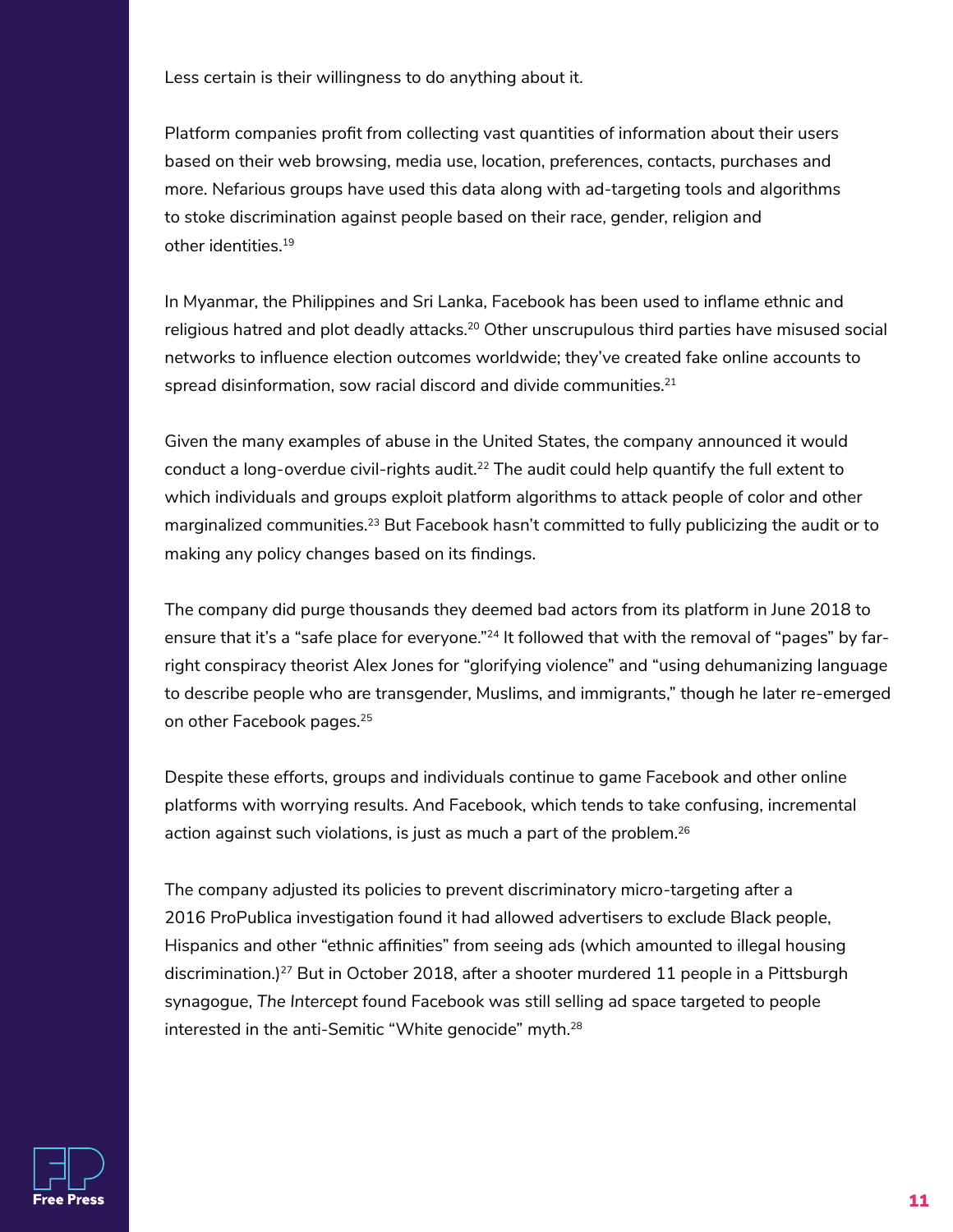Less certain is their willingness to do anything about it.

Platform companies profit from collecting vast quantities of information about their users based on their web browsing, media use, location, preferences, contacts, purchases and more. Nefarious groups have used this data along with ad-targeting tools and algorithms to stoke discrimination against people based on their race, gender, religion and other identities.[19]

In Myanmar, the Philippines and Sri Lanka, Facebook has been used to inflame ethnic and religious hatred and plot deadly attacks.[20] Other unscrupulous third parties have misused social networks to influence election outcomes worldwide; they've created fake online accounts to spread disinformation, sow racial discord and divide communities.[21]

Given the many examples of abuse in the United States, the company announced it would conduct a long-overdue civil-rights audit.[22] The audit could help quantify the full extent to which individuals and groups exploit platform algorithms to attack people of color and other marginalized communities.[23] But Facebook hasn't committed to fully publicizing the audit or to making any policy changes based on its findings.

The company did purge thousands they deemed bad actors from its platform in June 2018 to ensure that it's a "safe place for everyone."[24] It followed that with the removal of "pages" by far-right conspiracy theorist Alex Jones for "glorifying violence" and "using dehumanizing language to describe people who are transgender, Muslims, and immigrants," though he later re-emerged on other Facebook pages.[25]

Despite these efforts, groups and individuals continue to game Facebook and other online platforms with worrying results. And Facebook, which tends to take confusing, incremental action against such violations, is just as much a part of the problem.[26]

The company adjusted its policies to prevent discriminatory micro-targeting after a 2016 ProPublica investigation found it had allowed advertisers to exclude Black people, Hispanics and other "ethnic affinities" from seeing ads (which amounted to illegal housing discrimination.)[27] But in October 2018, after a shooter murdered 11 people in a Pittsburgh synagogue, *The Intercept* found Facebook was still selling ad space targeted to people interested in the anti-Semitic "White genocide" myth.[28]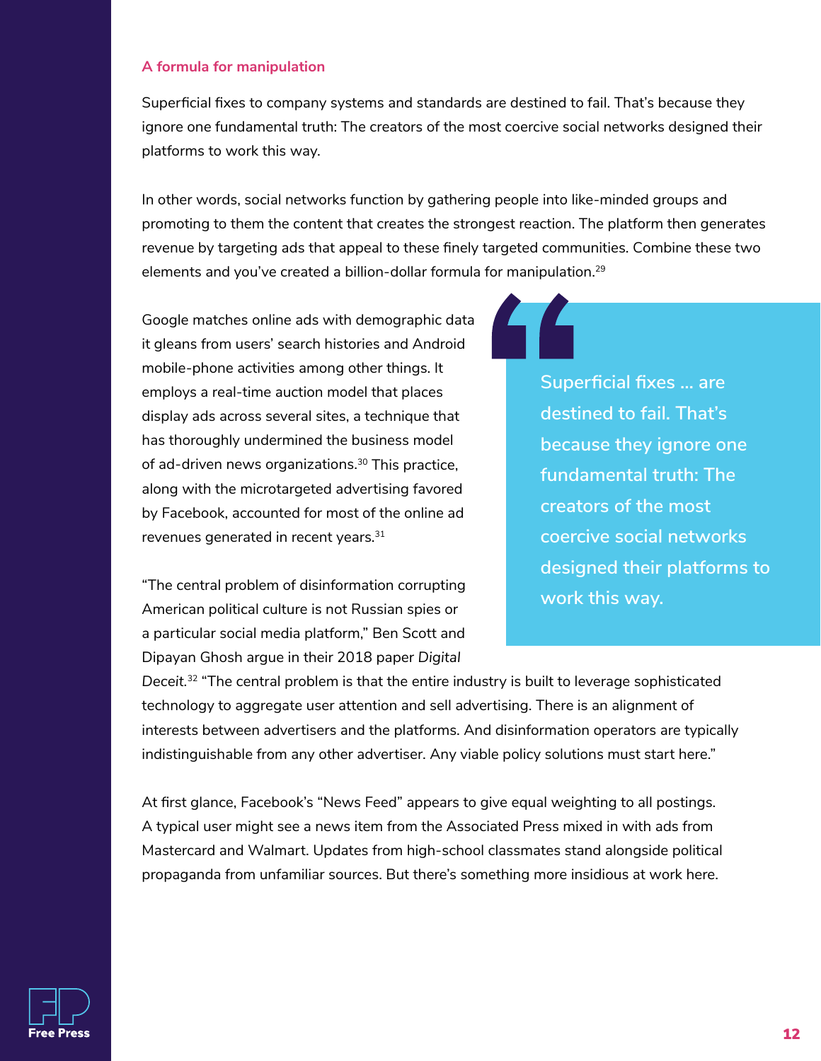## A formula for manipulation

Superficial fixes to company systems and standards are destined to fail. That's because they ignore one fundamental truth: The creators of the most coercive social networks designed their platforms to work this way.

In other words, social networks function by gathering people into like-minded groups and promoting to them the content that creates the strongest reaction. The platform then generates revenue by targeting ads that appeal to these finely targeted communities. Combine these two elements and you've created a billion-dollar formula for manipulation.[29]

Google matches online ads with demographic data it gleans from users' search histories and Android mobile-phone activities among other things. It employs a real-time auction model that places display ads across several sites, a technique that has thoroughly undermined the business model of ad-driven news organizations.[30] This practice, along with the microtargeted advertising favored by Facebook, accounted for most of the online ad revenues generated in recent years.[31]

> Superficial fixes ... are destined to fail. That's because they ignore one fundamental truth: The creators of the most coercive social networks designed their platforms to work this way.

"The central problem of disinformation corrupting American political culture is not Russian spies or a particular social media platform," Ben Scott and Dipayan Ghosh argue in their 2018 paper *Digital Deceit*.[32] "The central problem is that the entire industry is built to leverage sophisticated technology to aggregate user attention and sell advertising. There is an alignment of interests between advertisers and the platforms. And disinformation operators are typically indistinguishable from any other advertiser. Any viable policy solutions must start here."

At first glance, Facebook's "News Feed" appears to give equal weighting to all postings. A typical user might see a news item from the Associated Press mixed in with ads from Mastercard and Walmart. Updates from high-school classmates stand alongside political propaganda from unfamiliar sources. But there's something more insidious at work here.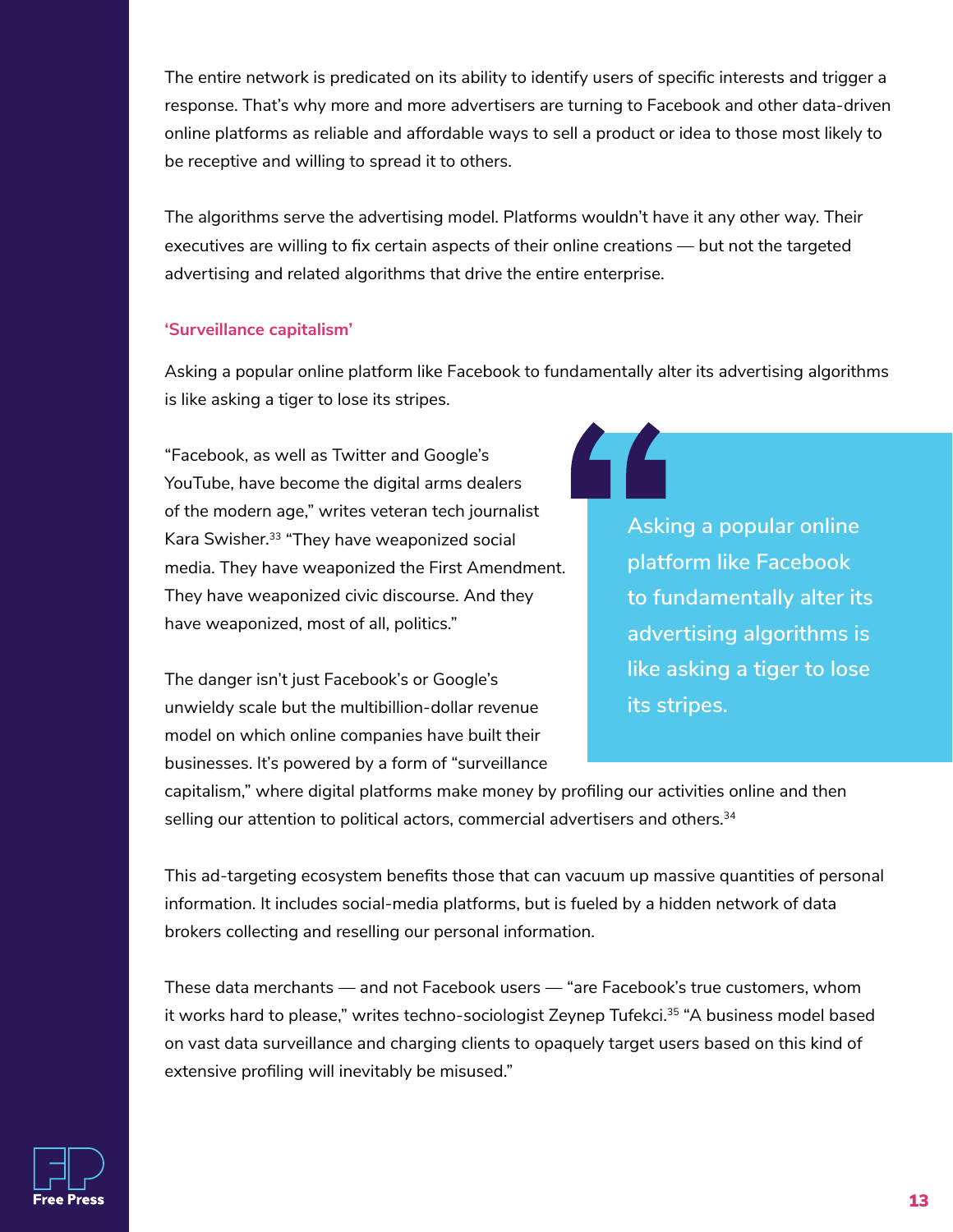The entire network is predicated on its ability to identify users of specific interests and trigger a response. That's why more and more advertisers are turning to Facebook and other data-driven online platforms as reliable and affordable ways to sell a product or idea to those most likely to be receptive and willing to spread it to others.

The algorithms serve the advertising model. Platforms wouldn't have it any other way. Their executives are willing to fix certain aspects of their online creations — but not the targeted advertising and related algorithms that drive the entire enterprise.

### 'Surveillance capitalism'

Asking a popular online platform like Facebook to fundamentally alter its advertising algorithms is like asking a tiger to lose its stripes.

"Facebook, as well as Twitter and Google's YouTube, have become the digital arms dealers of the modern age," writes veteran tech journalist Kara Swisher.[33] "They have weaponized social media. They have weaponized the First Amendment. They have weaponized civic discourse. And they have weaponized, most of all, politics."

> Asking a popular online platform like Facebook to fundamentally alter its advertising algorithms is like asking a tiger to lose its stripes.

The danger isn't just Facebook's or Google's unwieldy scale but the multibillion-dollar revenue model on which online companies have built their businesses. It's powered by a form of "surveillance capitalism," where digital platforms make money by profiling our activities online and then selling our attention to political actors, commercial advertisers and others.[34]

This ad-targeting ecosystem benefits those that can vacuum up massive quantities of personal information. It includes social-media platforms, but is fueled by a hidden network of data brokers collecting and reselling our personal information.

These data merchants — and not Facebook users — "are Facebook's true customers, whom it works hard to please," writes techno-sociologist Zeynep Tufekci.[35] "A business model based on vast data surveillance and charging clients to opaquely target users based on this kind of extensive profiling will inevitably be misused."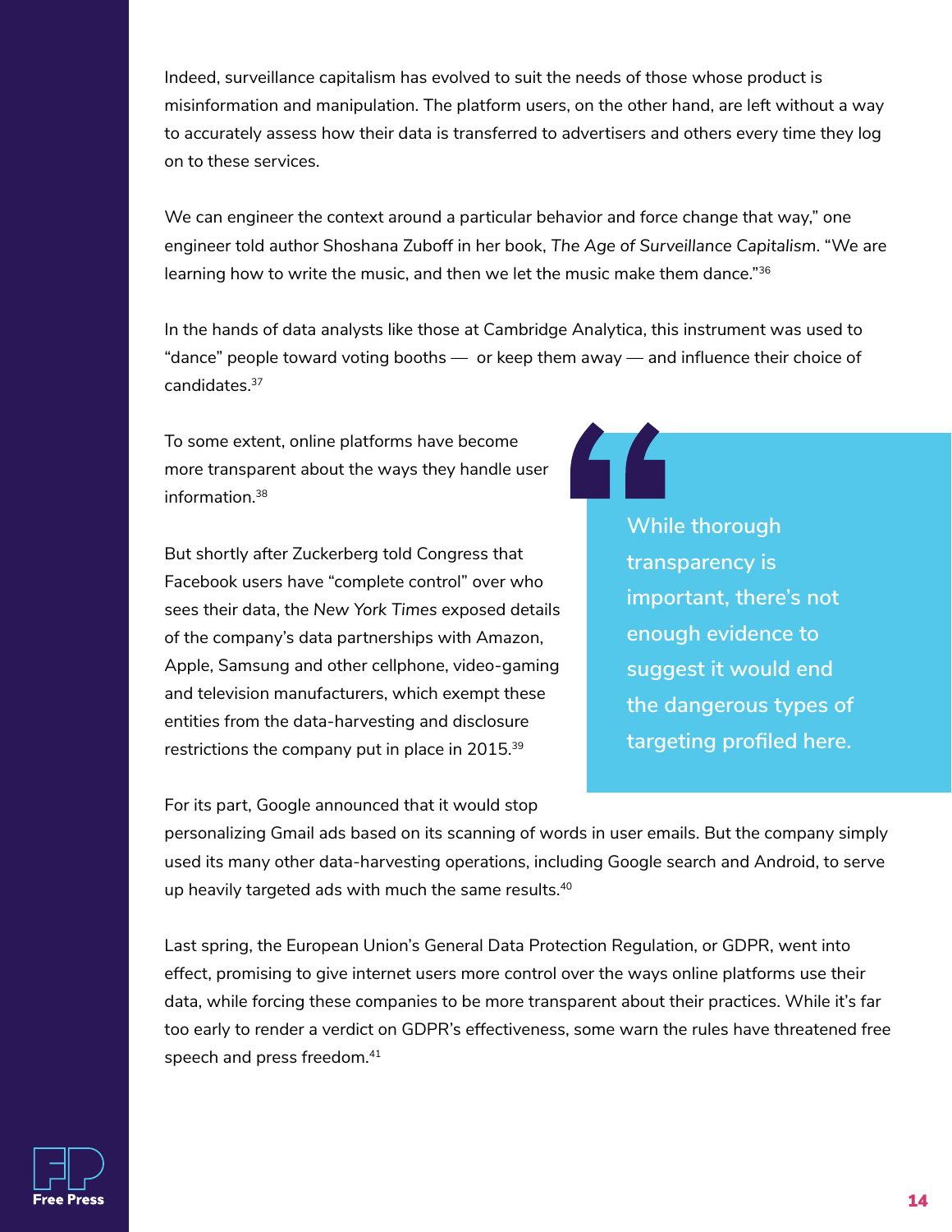Indeed, surveillance capitalism has evolved to suit the needs of those whose product is misinformation and manipulation. The platform users, on the other hand, are left without a way to accurately assess how their data is transferred to advertisers and others every time they log on to these services.

We can engineer the context around a particular behavior and force change that way," one engineer told author Shoshana Zuboff in her book, *The Age of Surveillance Capitalism*. "We are learning how to write the music, and then we let the music make them dance."[36]

In the hands of data analysts like those at Cambridge Analytica, this instrument was used to "dance" people toward voting booths — or keep them away — and influence their choice of candidates.[37]

To some extent, online platforms have become more transparent about the ways they handle user information.[38]

But shortly after Zuckerberg told Congress that Facebook users have "complete control" over who sees their data, the *New York Times* exposed details of the company's data partnerships with Amazon, Apple, Samsung and other cellphone, video-gaming and television manufacturers, which exempt these entities from the data-harvesting and disclosure restrictions the company put in place in 2015.[39]

> **While thorough transparency is important, there's not enough evidence to suggest it would end the dangerous types of targeting profiled here.**

For its part, Google announced that it would stop personalizing Gmail ads based on its scanning of words in user emails. But the company simply used its many other data-harvesting operations, including Google search and Android, to serve up heavily targeted ads with much the same results.[40]

Last spring, the European Union's General Data Protection Regulation, or GDPR, went into effect, promising to give internet users more control over the ways online platforms use their data, while forcing these companies to be more transparent about their practices. While it's far too early to render a verdict on GDPR's effectiveness, some warn the rules have threatened free speech and press freedom.[41]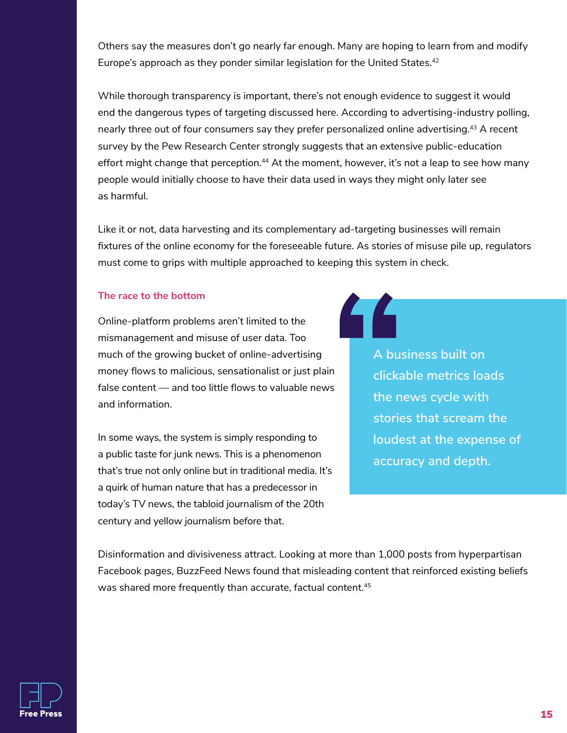Others say the measures don't go nearly far enough. Many are hoping to learn from and modify Europe's approach as they ponder similar legislation for the United States.[42]

While thorough transparency is important, there's not enough evidence to suggest it would end the dangerous types of targeting discussed here. According to advertising-industry polling, nearly three out of four consumers say they prefer personalized online advertising.[43] A recent survey by the Pew Research Center strongly suggests that an extensive public-education effort might change that perception.[44] At the moment, however, it's not a leap to see how many people would initially choose to have their data used in ways they might only later see as harmful.

Like it or not, data harvesting and its complementary ad-targeting businesses will remain fixtures of the online economy for the foreseeable future. As stories of misuse pile up, regulators must come to grips with multiple approached to keeping this system in check.

### The race to the bottom

Online-platform problems aren't limited to the mismanagement and misuse of user data. Too much of the growing bucket of online-advertising money flows to malicious, sensationalist or just plain false content — and too little flows to valuable news and information.

> A business built on clickable metrics loads the news cycle with stories that scream the loudest at the expense of accuracy and depth.

In some ways, the system is simply responding to a public taste for junk news. This is a phenomenon that's true not only online but in traditional media. It's a quirk of human nature that has a predecessor in today's TV news, the tabloid journalism of the 20th century and yellow journalism before that.

Disinformation and divisiveness attract. Looking at more than 1,000 posts from hyperpartisan Facebook pages, BuzzFeed News found that misleading content that reinforced existing beliefs was shared more frequently than accurate, factual content.[45]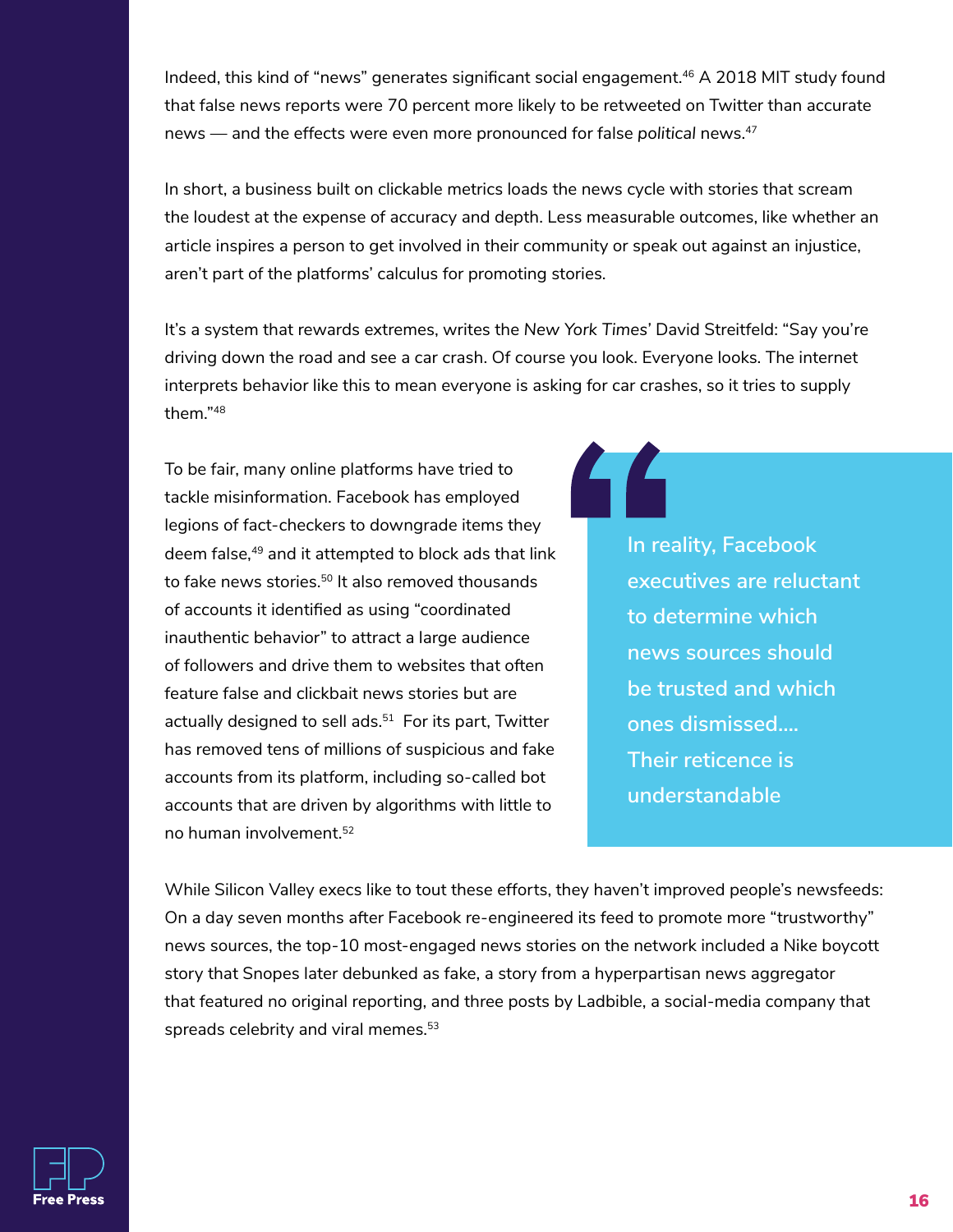Indeed, this kind of "news" generates significant social engagement.[46] A 2018 MIT study found that false news reports were 70 percent more likely to be retweeted on Twitter than accurate news — and the effects were even more pronounced for false *political* news.[47]

In short, a business built on clickable metrics loads the news cycle with stories that scream the loudest at the expense of accuracy and depth. Less measurable outcomes, like whether an article inspires a person to get involved in their community or speak out against an injustice, aren't part of the platforms' calculus for promoting stories.

It's a system that rewards extremes, writes the *New York Times*' David Streitfeld: "Say you're driving down the road and see a car crash. Of course you look. Everyone looks. The internet interprets behavior like this to mean everyone is asking for car crashes, so it tries to supply them."[48]

To be fair, many online platforms have tried to tackle misinformation. Facebook has employed legions of fact-checkers to downgrade items they deem false,[49] and it attempted to block ads that link to fake news stories.[50] It also removed thousands of accounts it identified as using "coordinated inauthentic behavior" to attract a large audience of followers and drive them to websites that often feature false and clickbait news stories but are actually designed to sell ads.[51] For its part, Twitter has removed tens of millions of suspicious and fake accounts from its platform, including so-called bot accounts that are driven by algorithms with little to no human involvement.[52]

> "In reality, Facebook executives are reluctant to determine which news sources should be trusted and which ones dismissed.... Their reticence is understandable

While Silicon Valley execs like to tout these efforts, they haven't improved people's newsfeeds: On a day seven months after Facebook re-engineered its feed to promote more "trustworthy" news sources, the top-10 most-engaged news stories on the network included a Nike boycott story that Snopes later debunked as fake, a story from a hyperpartisan news aggregator that featured no original reporting, and three posts by Ladbible, a social-media company that spreads celebrity and viral memes.[53]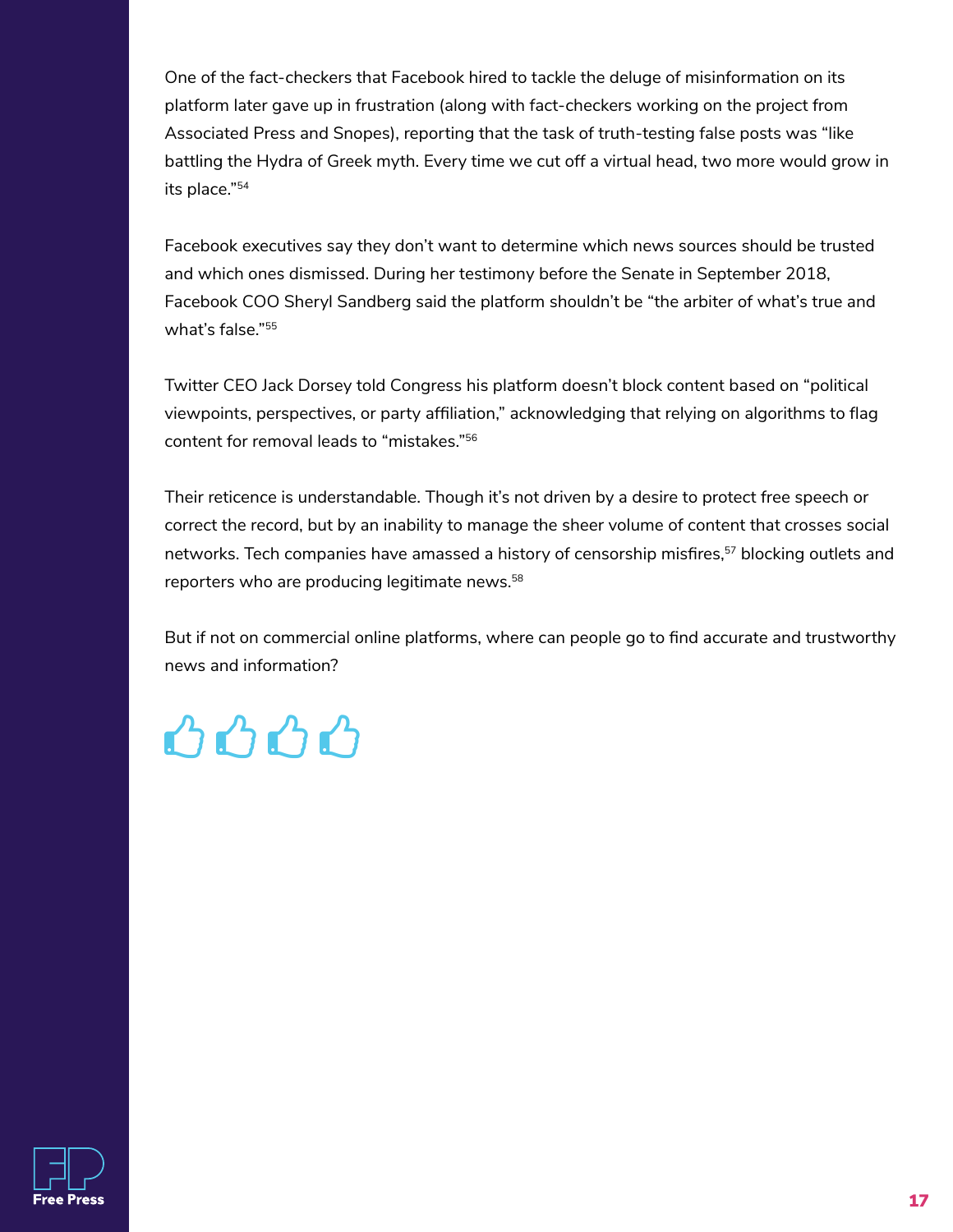One of the fact-checkers that Facebook hired to tackle the deluge of misinformation on its platform later gave up in frustration (along with fact-checkers working on the project from Associated Press and Snopes), reporting that the task of truth-testing false posts was "like battling the Hydra of Greek myth. Every time we cut off a virtual head, two more would grow in its place."[54]

Facebook executives say they don't want to determine which news sources should be trusted and which ones dismissed. During her testimony before the Senate in September 2018, Facebook COO Sheryl Sandberg said the platform shouldn't be "the arbiter of what's true and what's false."[55]

Twitter CEO Jack Dorsey told Congress his platform doesn't block content based on "political viewpoints, perspectives, or party affiliation," acknowledging that relying on algorithms to flag content for removal leads to "mistakes."[56]

Their reticence is understandable. Though it's not driven by a desire to protect free speech or correct the record, but by an inability to manage the sheer volume of content that crosses social networks. Tech companies have amassed a history of censorship misfires,[57] blocking outlets and reporters who are producing legitimate news.[58]

But if not on commercial online platforms, where can people go to find accurate and trustworthy news and information?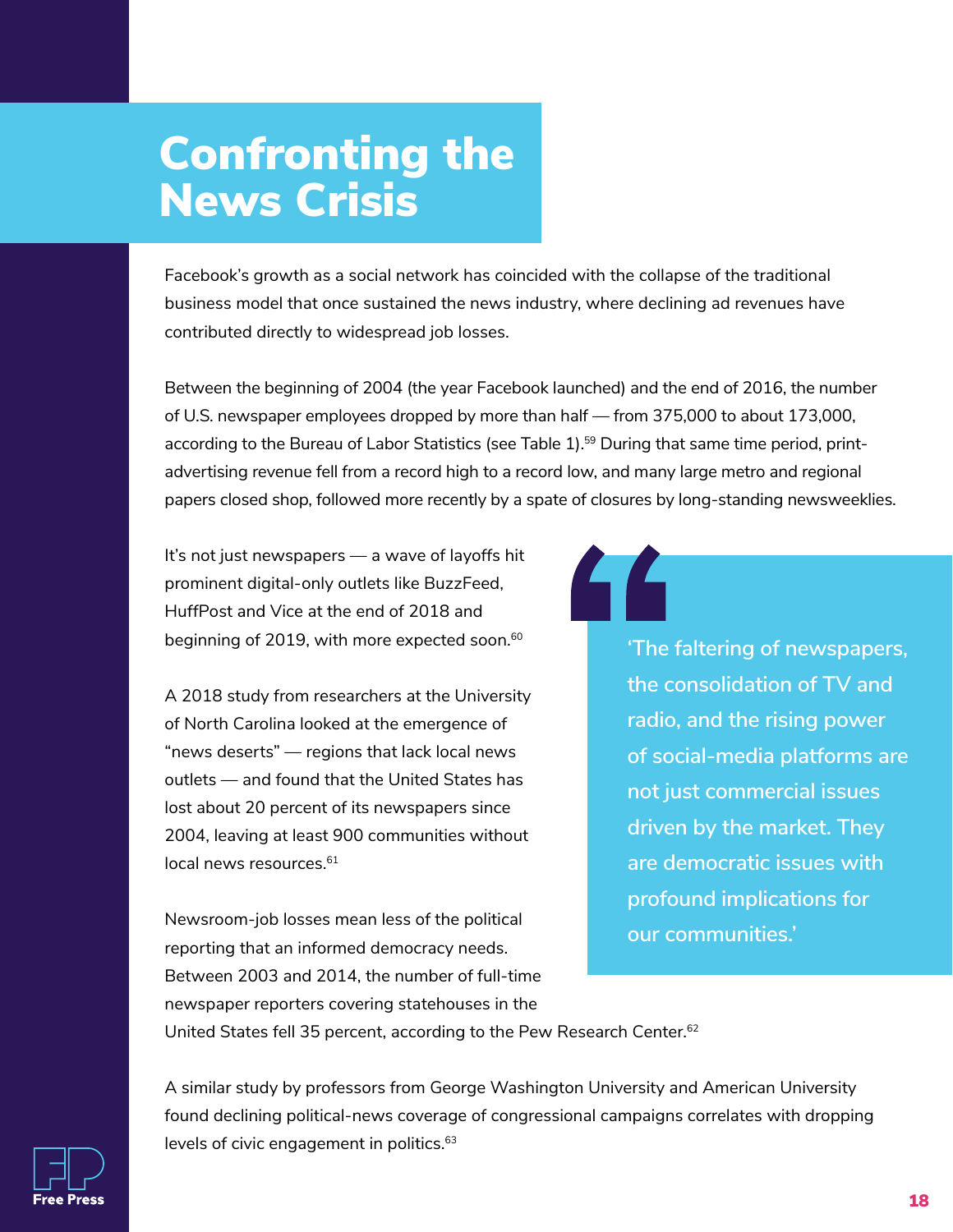# Confronting the News Crisis

Facebook's growth as a social network has coincided with the collapse of the traditional business model that once sustained the news industry, where declining ad revenues have contributed directly to widespread job losses.

Between the beginning of 2004 (the year Facebook launched) and the end of 2016, the number of U.S. newspaper employees dropped by more than half — from 375,000 to about 173,000, according to the Bureau of Labor Statistics (see Table 1).[59] During that same time period, print-advertising revenue fell from a record high to a record low, and many large metro and regional papers closed shop, followed more recently by a spate of closures by long-standing newsweeklies.

It's not just newspapers — a wave of layoffs hit prominent digital-only outlets like BuzzFeed, HuffPost and Vice at the end of 2018 and beginning of 2019, with more expected soon.[60]

A 2018 study from researchers at the University of North Carolina looked at the emergence of "news deserts" — regions that lack local news outlets — and found that the United States has lost about 20 percent of its newspapers since 2004, leaving at least 900 communities without local news resources.[61]

> 'The faltering of newspapers, the consolidation of TV and radio, and the rising power of social-media platforms are not just commercial issues driven by the market. They are democratic issues with profound implications for our communities.'

Newsroom-job losses mean less of the political reporting that an informed democracy needs. Between 2003 and 2014, the number of full-time newspaper reporters covering statehouses in the United States fell 35 percent, according to the Pew Research Center.[62]

A similar study by professors from George Washington University and American University found declining political-news coverage of congressional campaigns correlates with dropping levels of civic engagement in politics.[63]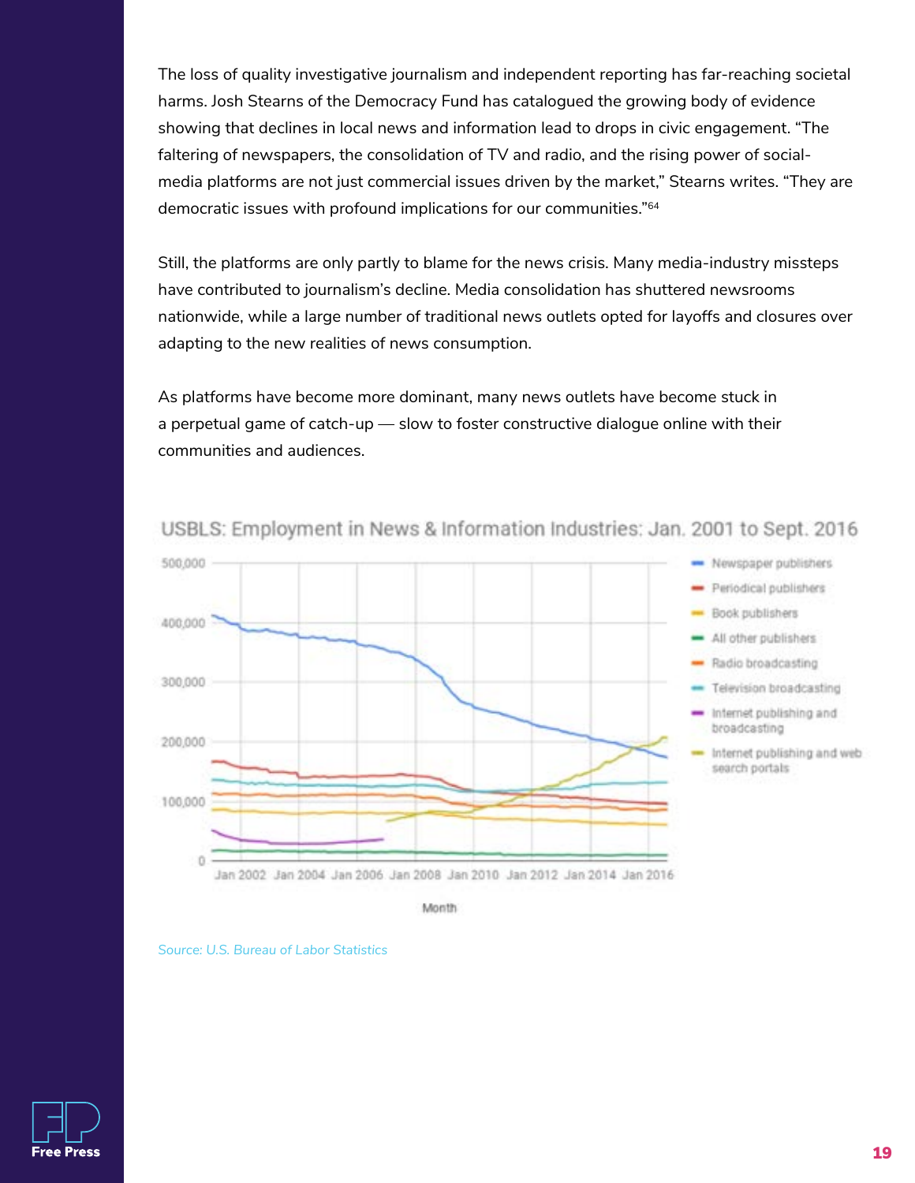The loss of quality investigative journalism and independent reporting has far-reaching societal harms. Josh Stearns of the Democracy Fund has catalogued the growing body of evidence showing that declines in local news and information lead to drops in civic engagement. "The faltering of newspapers, the consolidation of TV and radio, and the rising power of social-media platforms are not just commercial issues driven by the market," Stearns writes. "They are democratic issues with profound implications for our communities."[64]

Still, the platforms are only partly to blame for the news crisis. Many media-industry missteps have contributed to journalism's decline. Media consolidation has shuttered newsrooms nationwide, while a large number of traditional news outlets opted for layoffs and closures over adapting to the new realities of news consumption.

As platforms have become more dominant, many news outlets have become stuck in a perpetual game of catch-up — slow to foster constructive dialogue online with their communities and audiences.

USBLS: Employment in News & Information Industries: Jan. 2001 to Sept. 2016

Source: U.S. Bureau of Labor Statistics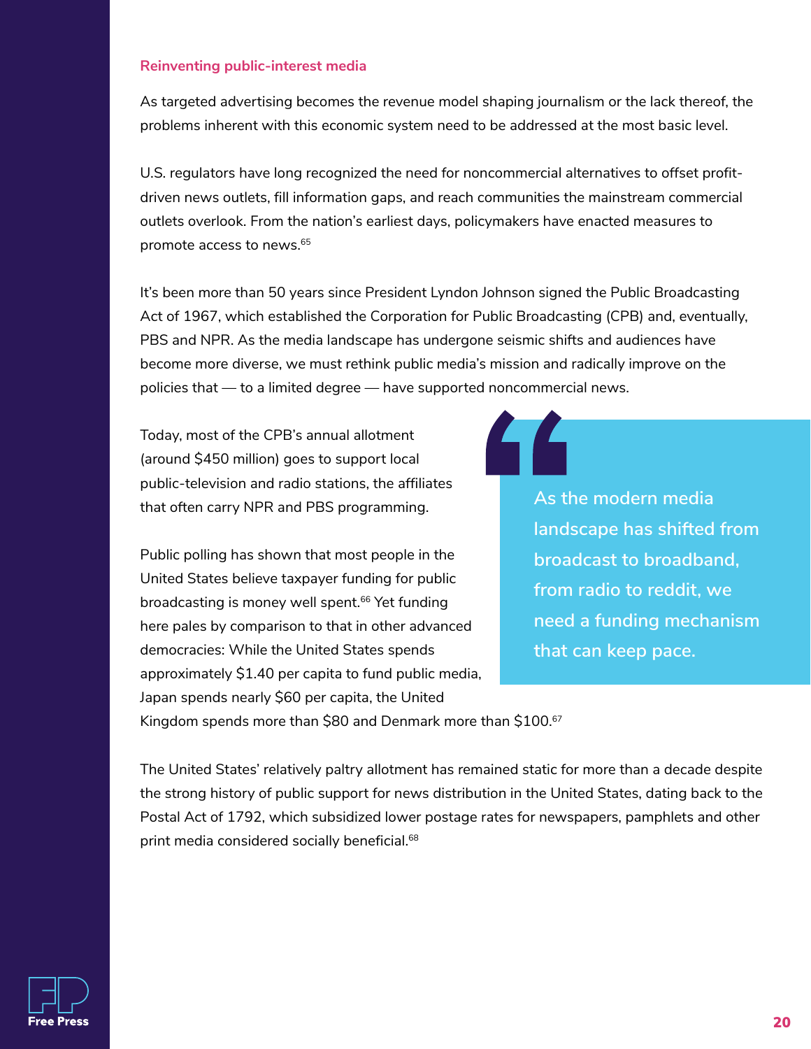## Reinventing public-interest media

As targeted advertising becomes the revenue model shaping journalism or the lack thereof, the problems inherent with this economic system need to be addressed at the most basic level.

U.S. regulators have long recognized the need for noncommercial alternatives to offset profit-driven news outlets, fill information gaps, and reach communities the mainstream commercial outlets overlook. From the nation's earliest days, policymakers have enacted measures to promote access to news.[65]

It's been more than 50 years since President Lyndon Johnson signed the Public Broadcasting Act of 1967, which established the Corporation for Public Broadcasting (CPB) and, eventually, PBS and NPR. As the media landscape has undergone seismic shifts and audiences have become more diverse, we must rethink public media's mission and radically improve on the policies that — to a limited degree — have supported noncommercial news.

Today, most of the CPB's annual allotment (around $450 million) goes to support local public-television and radio stations, the affiliates that often carry NPR and PBS programming.

Public polling has shown that most people in the United States believe taxpayer funding for public broadcasting is money well spent.[66] Yet funding here pales by comparison to that in other advanced democracies: While the United States spends approximately $1.40 per capita to fund public media, Japan spends nearly $60 per capita, the United Kingdom spends more than $80 and Denmark more than $100.[67]

> **As the modern media landscape has shifted from broadcast to broadband, from radio to reddit, we need a funding mechanism that can keep pace.**

The United States' relatively paltry allotment has remained static for more than a decade despite the strong history of public support for news distribution in the United States, dating back to the Postal Act of 1792, which subsidized lower postage rates for newspapers, pamphlets and other print media considered socially beneficial.[68]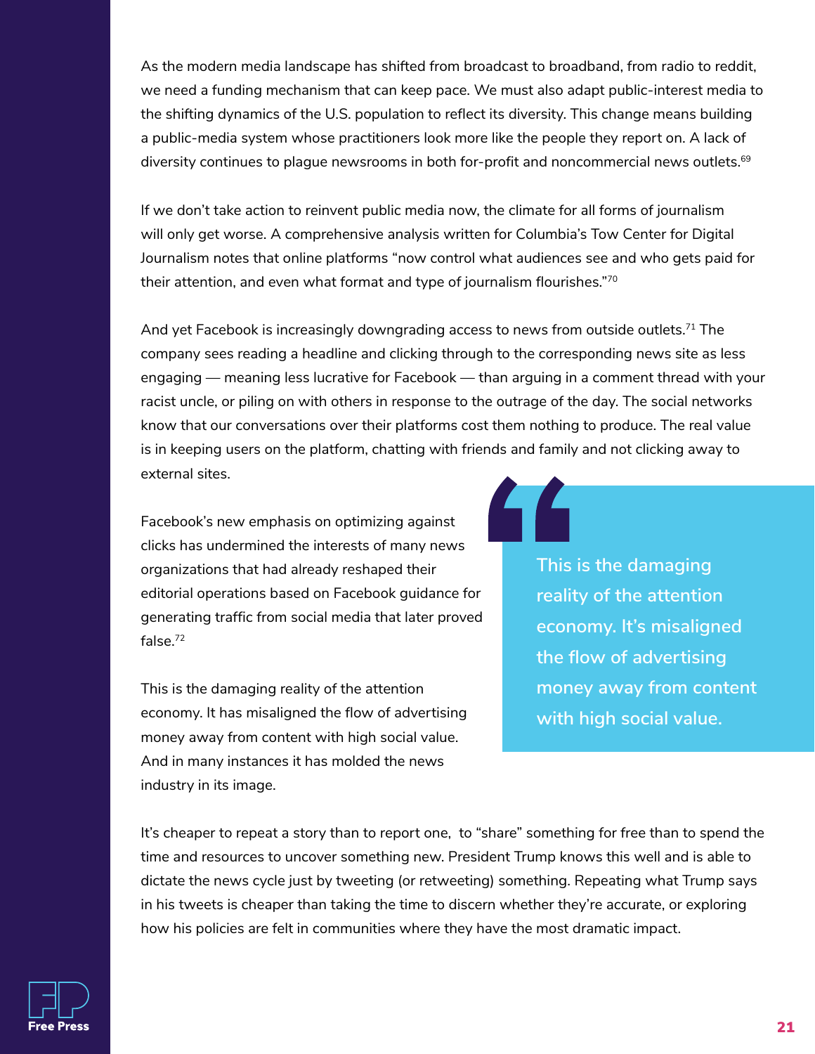As the modern media landscape has shifted from broadcast to broadband, from radio to reddit, we need a funding mechanism that can keep pace. We must also adapt public-interest media to the shifting dynamics of the U.S. population to reflect its diversity. This change means building a public-media system whose practitioners look more like the people they report on. A lack of diversity continues to plague newsrooms in both for-profit and noncommercial news outlets.[69]

If we don't take action to reinvent public media now, the climate for all forms of journalism will only get worse. A comprehensive analysis written for Columbia's Tow Center for Digital Journalism notes that online platforms "now control what audiences see and who gets paid for their attention, and even what format and type of journalism flourishes."[70]

And yet Facebook is increasingly downgrading access to news from outside outlets.[71] The company sees reading a headline and clicking through to the corresponding news site as less engaging — meaning less lucrative for Facebook — than arguing in a comment thread with your racist uncle, or piling on with others in response to the outrage of the day. The social networks know that our conversations over their platforms cost them nothing to produce. The real value is in keeping users on the platform, chatting with friends and family and not clicking away to external sites.

Facebook's new emphasis on optimizing against clicks has undermined the interests of many news organizations that had already reshaped their editorial operations based on Facebook guidance for generating traffic from social media that later proved false.[72]

This is the damaging reality of the attention economy. It has misaligned the flow of advertising money away from content with high social value. And in many instances it has molded the news industry in its image.

> This is the damaging reality of the attention economy. It's misaligned the flow of advertising money away from content with high social value.

It's cheaper to repeat a story than to report one, to "share" something for free than to spend the time and resources to uncover something new. President Trump knows this well and is able to dictate the news cycle just by tweeting (or retweeting) something. Repeating what Trump says in his tweets is cheaper than taking the time to discern whether they're accurate, or exploring how his policies are felt in communities where they have the most dramatic impact.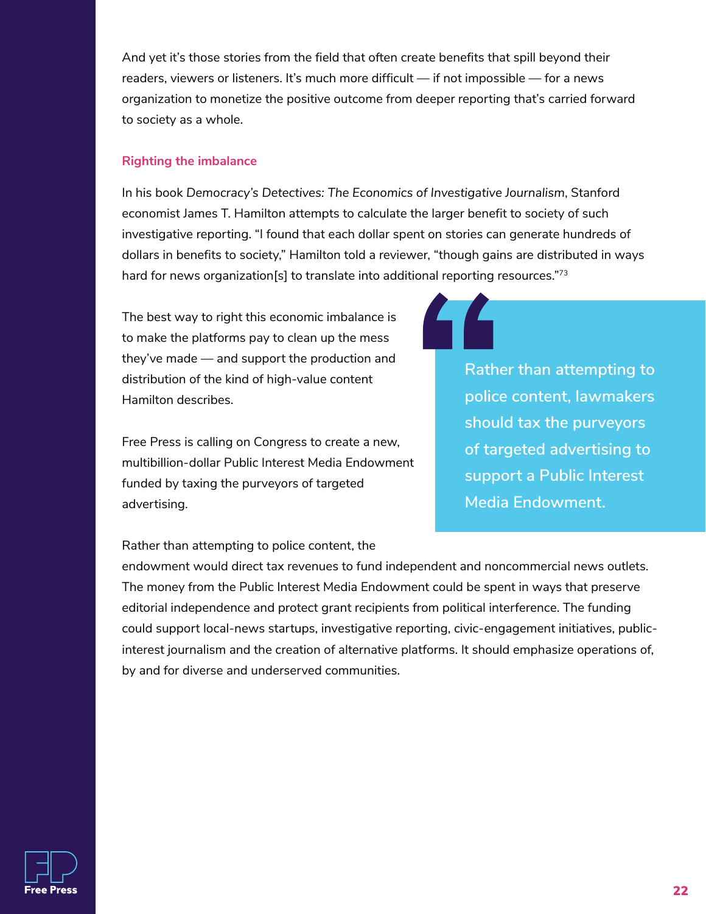And yet it's those stories from the field that often create benefits that spill beyond their readers, viewers or listeners. It's much more difficult — if not impossible — for a news organization to monetize the positive outcome from deeper reporting that's carried forward to society as a whole.

### Righting the imbalance

In his book *Democracy's Detectives: The Economics of Investigative Journalism*, Stanford economist James T. Hamilton attempts to calculate the larger benefit to society of such investigative reporting. "I found that each dollar spent on stories can generate hundreds of dollars in benefits to society," Hamilton told a reviewer, "though gains are distributed in ways hard for news organization[s] to translate into additional reporting resources."[73]

The best way to right this economic imbalance is to make the platforms pay to clean up the mess they've made — and support the production and distribution of the kind of high-value content Hamilton describes.

Free Press is calling on Congress to create a new, multibillion-dollar Public Interest Media Endowment funded by taxing the purveyors of targeted advertising.

> Rather than attempting to police content, lawmakers should tax the purveyors of targeted advertising to support a Public Interest Media Endowment.

Rather than attempting to police content, the endowment would direct tax revenues to fund independent and noncommercial news outlets. The money from the Public Interest Media Endowment could be spent in ways that preserve editorial independence and protect grant recipients from political interference. The funding could support local-news startups, investigative reporting, civic-engagement initiatives, public-interest journalism and the creation of alternative platforms. It should emphasize operations of, by and for diverse and underserved communities.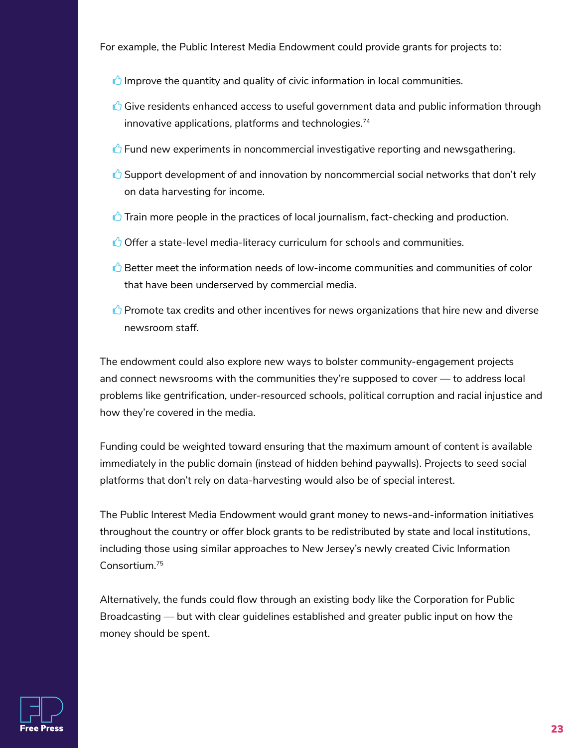For example, the Public Interest Media Endowment could provide grants for projects to:

- Improve the quantity and quality of civic information in local communities.
- Give residents enhanced access to useful government data and public information through innovative applications, platforms and technologies.[74]
- Fund new experiments in noncommercial investigative reporting and newsgathering.
- Support development of and innovation by noncommercial social networks that don't rely on data harvesting for income.
- Train more people in the practices of local journalism, fact-checking and production.
- Offer a state-level media-literacy curriculum for schools and communities.
- Better meet the information needs of low-income communities and communities of color that have been underserved by commercial media.
- Promote tax credits and other incentives for news organizations that hire new and diverse newsroom staff.

The endowment could also explore new ways to bolster community-engagement projects and connect newsrooms with the communities they're supposed to cover — to address local problems like gentrification, under-resourced schools, political corruption and racial injustice and how they're covered in the media.

Funding could be weighted toward ensuring that the maximum amount of content is available immediately in the public domain (instead of hidden behind paywalls). Projects to seed social platforms that don't rely on data-harvesting would also be of special interest.

The Public Interest Media Endowment would grant money to news-and-information initiatives throughout the country or offer block grants to be redistributed by state and local institutions, including those using similar approaches to New Jersey's newly created Civic Information Consortium.[75]

Alternatively, the funds could flow through an existing body like the Corporation for Public Broadcasting — but with clear guidelines established and greater public input on how the money should be spent.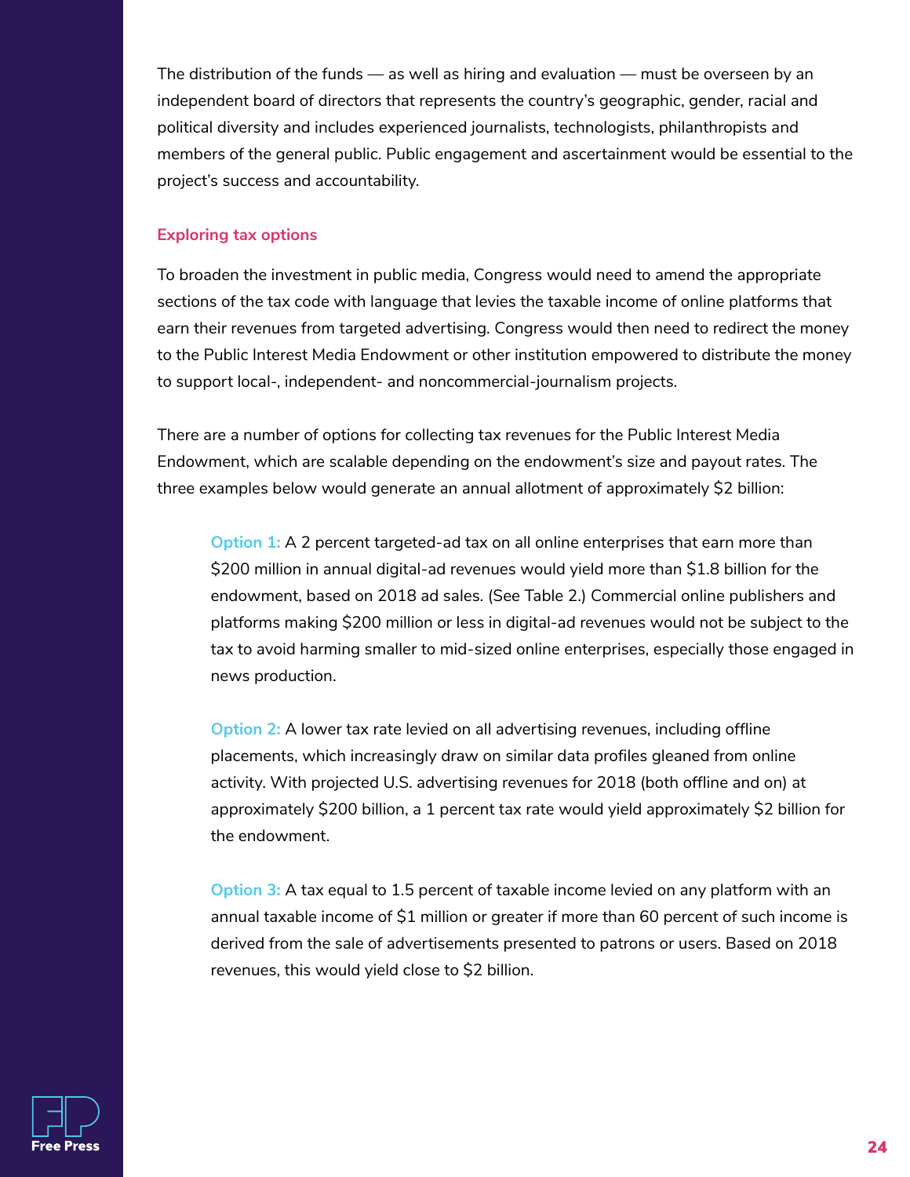The distribution of the funds — as well as hiring and evaluation — must be overseen by an independent board of directors that represents the country's geographic, gender, racial and political diversity and includes experienced journalists, technologists, philanthropists and members of the general public. Public engagement and ascertainment would be essential to the project's success and accountability.

### Exploring tax options

To broaden the investment in public media, Congress would need to amend the appropriate sections of the tax code with language that levies the taxable income of online platforms that earn their revenues from targeted advertising. Congress would then need to redirect the money to the Public Interest Media Endowment or other institution empowered to distribute the money to support local-, independent- and noncommercial-journalism projects.

There are a number of options for collecting tax revenues for the Public Interest Media Endowment, which are scalable depending on the endowment's size and payout rates. The three examples below would generate an annual allotment of approximately $2 billion:

> **Option 1:** A 2 percent targeted-ad tax on all online enterprises that earn more than $200 million in annual digital-ad revenues would yield more than $1.8 billion for the endowment, based on 2018 ad sales. (See Table 2.) Commercial online publishers and platforms making $200 million or less in digital-ad revenues would not be subject to the tax to avoid harming smaller to mid-sized online enterprises, especially those engaged in news production.
>
> **Option 2:** A lower tax rate levied on all advertising revenues, including offline placements, which increasingly draw on similar data profiles gleaned from online activity. With projected U.S. advertising revenues for 2018 (both offline and on) at approximately $200 billion, a 1 percent tax rate would yield approximately $2 billion for the endowment.
>
> **Option 3:** A tax equal to 1.5 percent of taxable income levied on any platform with an annual taxable income of $1 million or greater if more than 60 percent of such income is derived from the sale of advertisements presented to patrons or users. Based on 2018 revenues, this would yield close to $2 billion.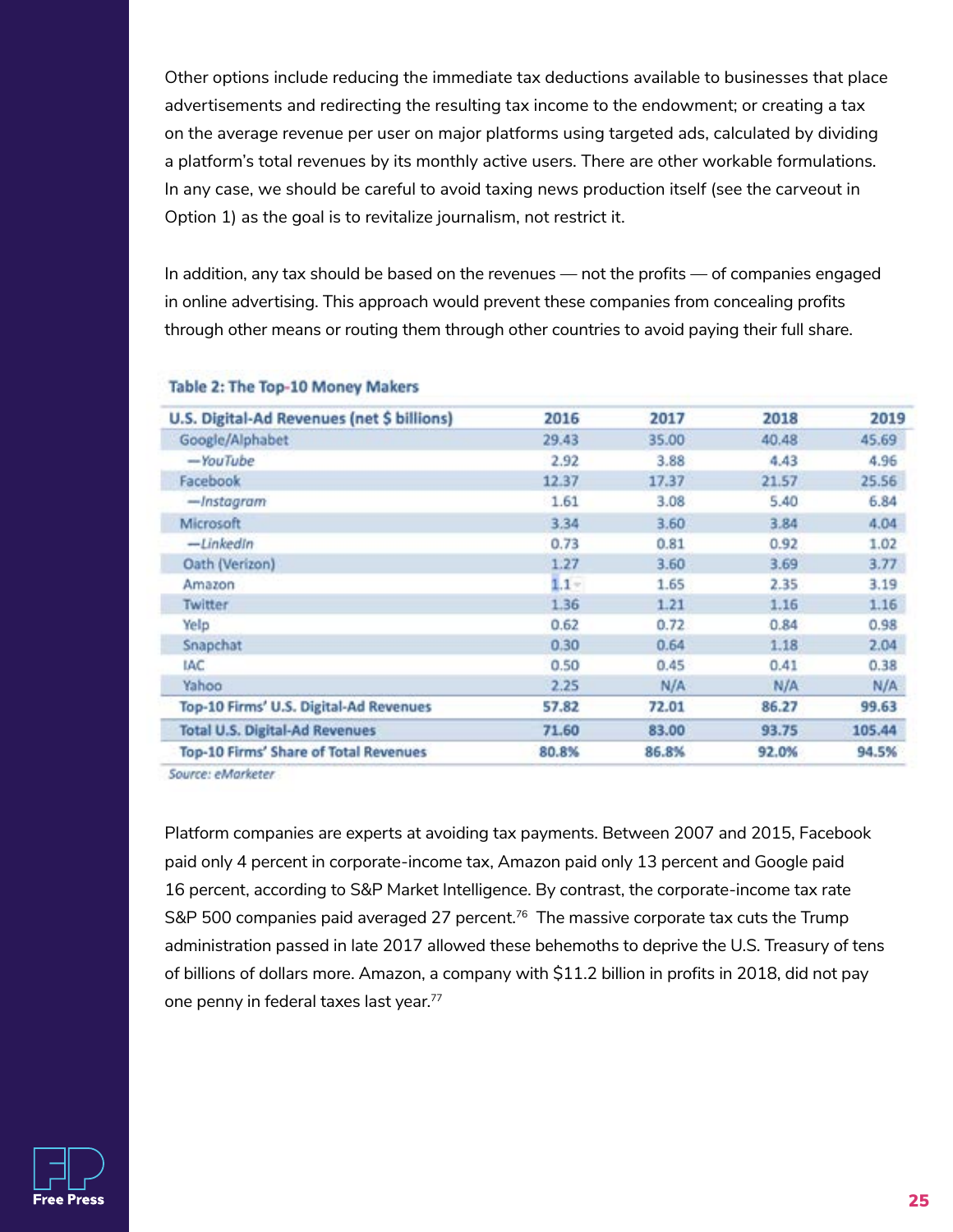Other options include reducing the immediate tax deductions available to businesses that place advertisements and redirecting the resulting tax income to the endowment; or creating a tax on the average revenue per user on major platforms using targeted ads, calculated by dividing a platform's total revenues by its monthly active users. There are other workable formulations. In any case, we should be careful to avoid taxing news production itself (see the carveout in Option 1) as the goal is to revitalize journalism, not restrict it.

In addition, any tax should be based on the revenues — not the profits — of companies engaged in online advertising. This approach would prevent these companies from concealing profits through other means or routing them through other countries to avoid paying their full share.

**Table 2: The Top-10 Money Makers**

| U.S. Digital-Ad Revenues (net $ billions) | 2016 | 2017 | 2018 | 2019 |
|---|---|---|---|---|
| Google/Alphabet | 29.43 | 35.00 | 40.48 | 45.69 |
| —*YouTube* | 2.92 | 3.88 | 4.43 | 4.96 |
| Facebook | 12.37 | 17.37 | 21.57 | 25.56 |
| —*Instagram* | 1.61 | 3.08 | 5.40 | 6.84 |
| Microsoft | 3.34 | 3.60 | 3.84 | 4.04 |
| —*LinkedIn* | 0.73 | 0.81 | 0.92 | 1.02 |
| Oath (Verizon) | 1.27 | 3.60 | 3.69 | 3.77 |
| Amazon | 1.1 | 1.65 | 2.35 | 3.19 |
| Twitter | 1.36 | 1.21 | 1.16 | 1.16 |
| Yelp | 0.62 | 0.72 | 0.84 | 0.98 |
| Snapchat | 0.30 | 0.64 | 1.18 | 2.04 |
| IAC | 0.50 | 0.45 | 0.41 | 0.38 |
| Yahoo | 2.25 | N/A | N/A | N/A |
| **Top-10 Firms' U.S. Digital-Ad Revenues** | **57.82** | **72.01** | **86.27** | **99.63** |
| **Total U.S. Digital-Ad Revenues** | **71.60** | **83.00** | **93.75** | **105.44** |
| **Top-10 Firms' Share of Total Revenues** | **80.8%** | **86.8%** | **92.0%** | **94.5%** |

*Source: eMarketer*

Platform companies are experts at avoiding tax payments. Between 2007 and 2015, Facebook paid only 4 percent in corporate-income tax, Amazon paid only 13 percent and Google paid 16 percent, according to S&P Market Intelligence. By contrast, the corporate-income tax rate S&P 500 companies paid averaged 27 percent.[76] The massive corporate tax cuts the Trump administration passed in late 2017 allowed these behemoths to deprive the U.S. Treasury of tens of billions of dollars more. Amazon, a company with $11.2 billion in profits in 2018, did not pay one penny in federal taxes last year.[77]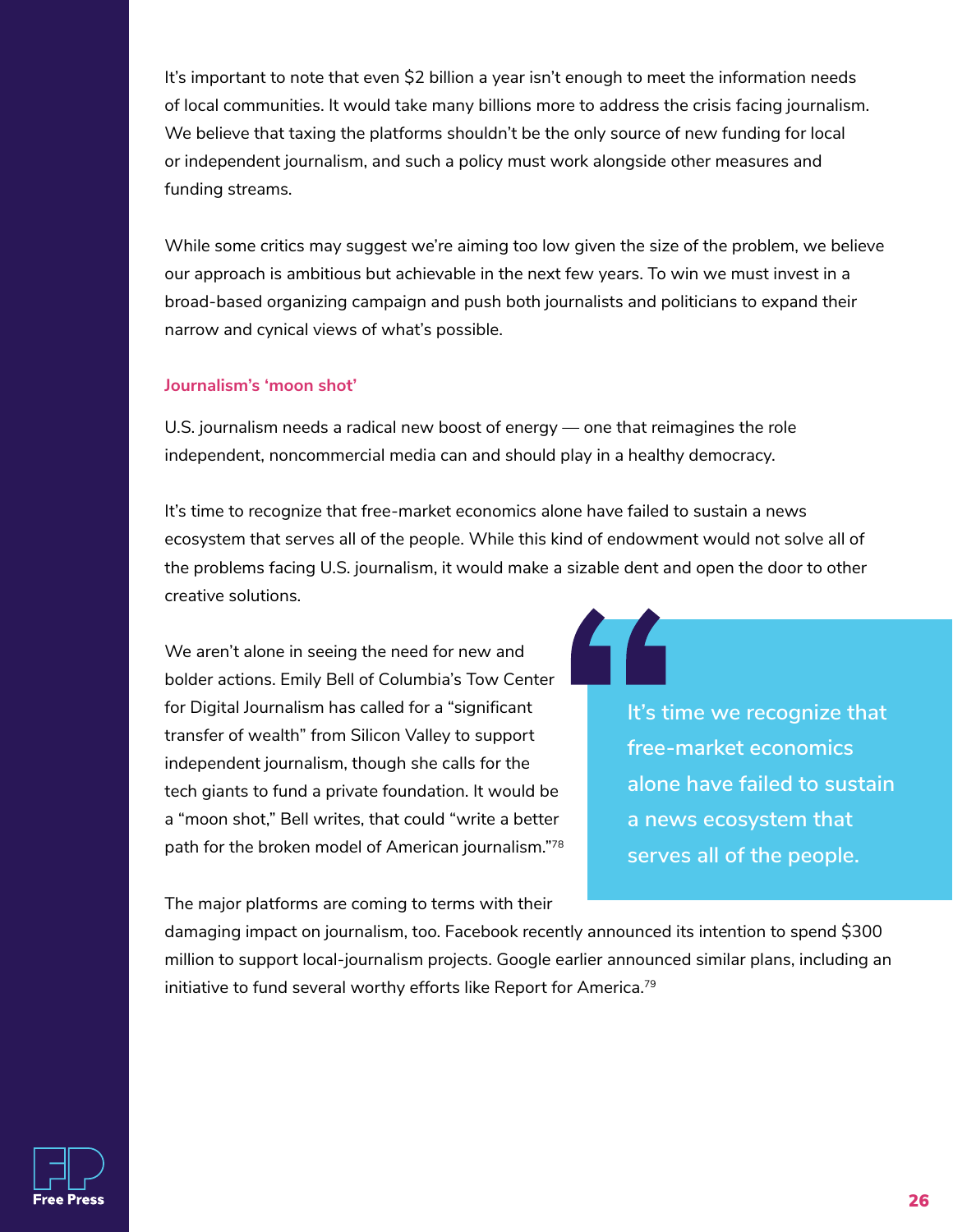It's important to note that even $2 billion a year isn't enough to meet the information needs of local communities. It would take many billions more to address the crisis facing journalism. We believe that taxing the platforms shouldn't be the only source of new funding for local or independent journalism, and such a policy must work alongside other measures and funding streams.

While some critics may suggest we're aiming too low given the size of the problem, we believe our approach is ambitious but achievable in the next few years. To win we must invest in a broad-based organizing campaign and push both journalists and politicians to expand their narrow and cynical views of what's possible.

### Journalism's 'moon shot'

U.S. journalism needs a radical new boost of energy — one that reimagines the role independent, noncommercial media can and should play in a healthy democracy.

It's time to recognize that free-market economics alone have failed to sustain a news ecosystem that serves all of the people. While this kind of endowment would not solve all of the problems facing U.S. journalism, it would make a sizable dent and open the door to other creative solutions.

We aren't alone in seeing the need for new and bolder actions. Emily Bell of Columbia's Tow Center for Digital Journalism has called for a "significant transfer of wealth" from Silicon Valley to support independent journalism, though she calls for the tech giants to fund a private foundation. It would be a "moon shot," Bell writes, that could "write a better path for the broken model of American journalism."[78]

> It's time we recognize that free-market economics alone have failed to sustain a news ecosystem that serves all of the people.

The major platforms are coming to terms with their damaging impact on journalism, too. Facebook recently announced its intention to spend $300 million to support local-journalism projects. Google earlier announced similar plans, including an initiative to fund several worthy efforts like Report for America.[79]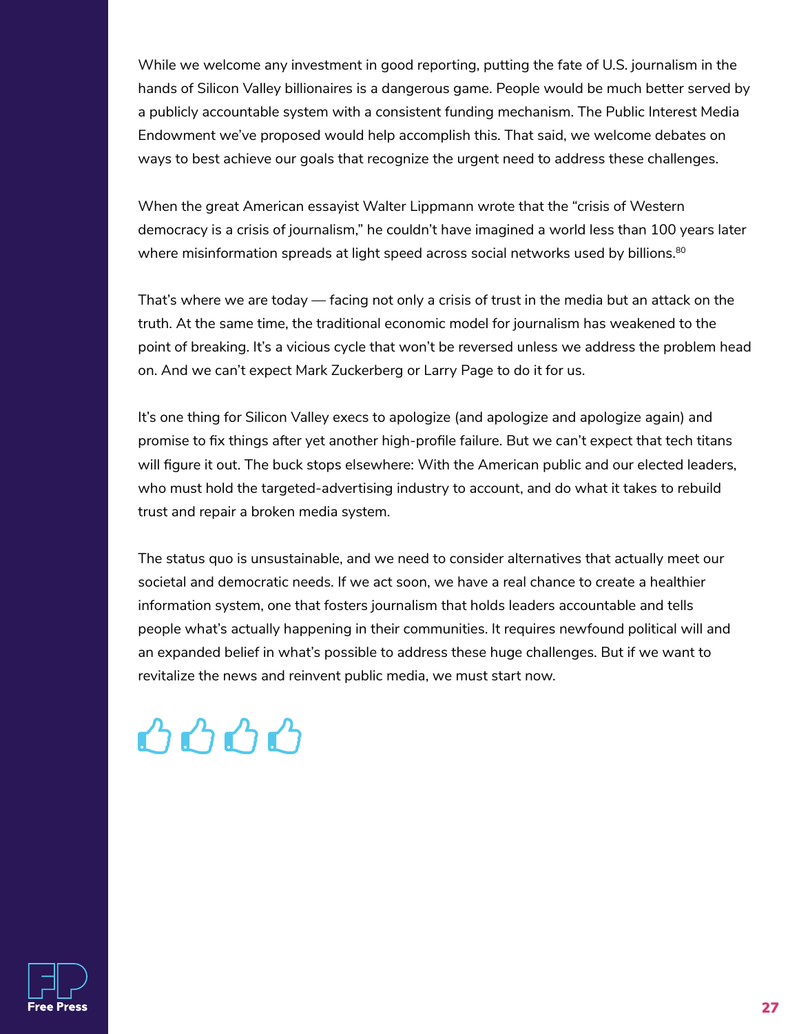While we welcome any investment in good reporting, putting the fate of U.S. journalism in the hands of Silicon Valley billionaires is a dangerous game. People would be much better served by a publicly accountable system with a consistent funding mechanism. The Public Interest Media Endowment we've proposed would help accomplish this. That said, we welcome debates on ways to best achieve our goals that recognize the urgent need to address these challenges.

When the great American essayist Walter Lippmann wrote that the "crisis of Western democracy is a crisis of journalism," he couldn't have imagined a world less than 100 years later where misinformation spreads at light speed across social networks used by billions.[80]

That's where we are today — facing not only a crisis of trust in the media but an attack on the truth. At the same time, the traditional economic model for journalism has weakened to the point of breaking. It's a vicious cycle that won't be reversed unless we address the problem head on. And we can't expect Mark Zuckerberg or Larry Page to do it for us.

It's one thing for Silicon Valley execs to apologize (and apologize and apologize again) and promise to fix things after yet another high-profile failure. But we can't expect that tech titans will figure it out. The buck stops elsewhere: With the American public and our elected leaders, who must hold the targeted-advertising industry to account, and do what it takes to rebuild trust and repair a broken media system.

The status quo is unsustainable, and we need to consider alternatives that actually meet our societal and democratic needs. If we act soon, we have a real chance to create a healthier information system, one that fosters journalism that holds leaders accountable and tells people what's actually happening in their communities. It requires newfound political will and an expanded belief in what's possible to address these huge challenges. But if we want to revitalize the news and reinvent public media, we must start now.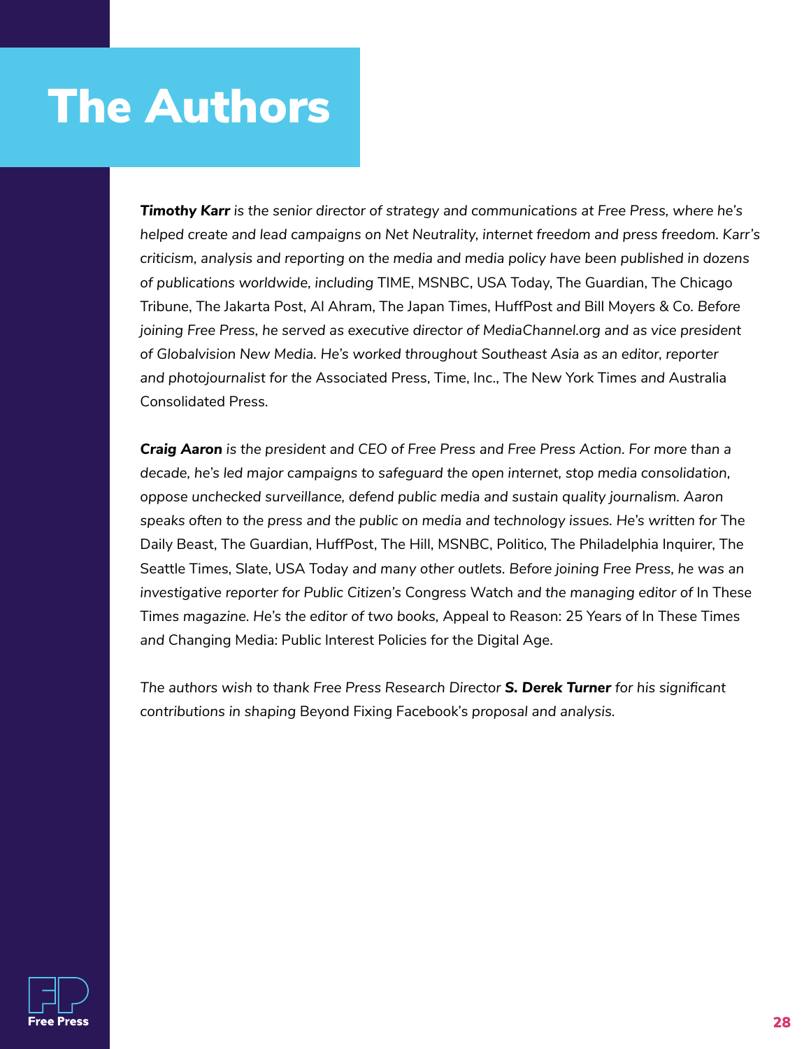# The Authors

***Timothy Karr*** *is the senior director of strategy and communications at Free Press, where he's helped create and lead campaigns on Net Neutrality, internet freedom and press freedom. Karr's criticism, analysis and reporting on the media and media policy have been published in dozens of publications worldwide, including* TIME, MSNBC, USA Today, The Guardian, The Chicago Tribune, The Jakarta Post, Al Ahram, The Japan Times, HuffPost *and* Bill Moyers & Co. *Before joining Free Press, he served as executive director of MediaChannel.org and as vice president of Globalvision New Media. He's worked throughout Southeast Asia as an editor, reporter and photojournalist for the* Associated Press, Time, Inc., The New York Times *and* Australia Consolidated Press.

***Craig Aaron*** *is the president and CEO of Free Press and Free Press Action. For more than a decade, he's led major campaigns to safeguard the open internet, stop media consolidation, oppose unchecked surveillance, defend public media and sustain quality journalism. Aaron speaks often to the press and the public on media and technology issues. He's written for* The Daily Beast, The Guardian, HuffPost, The Hill, MSNBC, Politico, The Philadelphia Inquirer, The Seattle Times, Slate, USA Today *and many other outlets. Before joining Free Press, he was an investigative reporter for Public Citizen's* Congress Watch *and the managing editor of* In These Times *magazine. He's the editor of two books,* Appeal to Reason: 25 Years of In These Times *and* Changing Media: Public Interest Policies for the Digital Age.

*The authors wish to thank Free Press Research Director* ***S. Derek Turner*** *for his significant contributions in shaping* Beyond Fixing Facebook's *proposal and analysis.*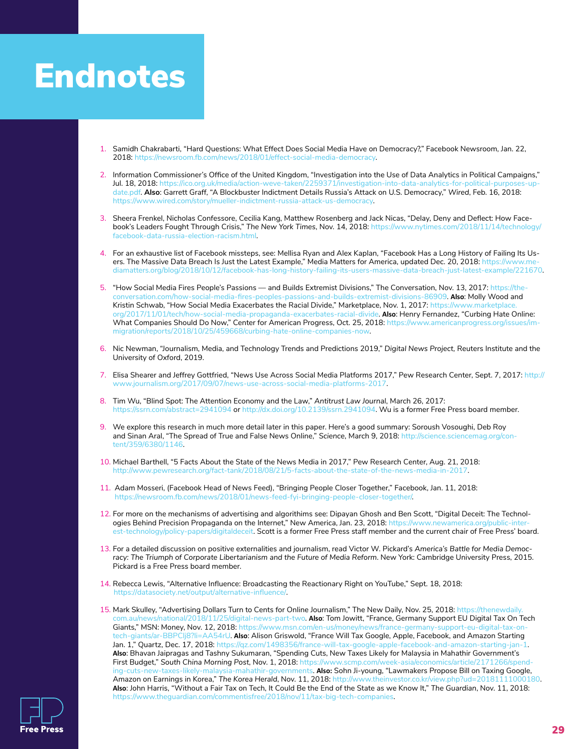# Endnotes

1. Samidh Chakrabarti, "Hard Questions: What Effect Does Social Media Have on Democracy?," Facebook Newsroom, Jan. 22, 2018: https://newsroom.fb.com/news/2018/01/effect-social-media-democracy.

2. Information Commissioner's Office of the United Kingdom, "Investigation into the Use of Data Analytics in Political Campaigns," Jul. 18, 2018: https://ico.org.uk/media/action-weve-taken/2259371/investigation-into-data-analytics-for-political-purposes-update.pdf. **Also**: Garrett Graff, "A Blockbuster Indictment Details Russia's Attack on U.S. Democracy," *Wired*, Feb. 16, 2018: https://www.wired.com/story/mueller-indictment-russia-attack-us-democracy.

3. Sheera Frenkel, Nicholas Confessore, Cecilia Kang, Matthew Rosenberg and Jack Nicas, "Delay, Deny and Deflect: How Facebook's Leaders Fought Through Crisis," *The New York Times*, Nov. 14, 2018: https://www.nytimes.com/2018/11/14/technology/facebook-data-russia-election-racism.html.

4. For an exhaustive list of Facebook missteps, see: Mellisa Ryan and Alex Kaplan, "Facebook Has a Long History of Failing Its Users. The Massive Data Breach Is Just the Latest Example," Media Matters for America, updated Dec. 20, 2018: https://www.mediamatters.org/blog/2018/10/12/facebook-has-long-history-failing-its-users-massive-data-breach-just-latest-example/221670.

5. "How Social Media Fires People's Passions — and Builds Extremist Divisions," The Conversation, Nov. 13, 2017: https://theconversation.com/how-social-media-fires-peoples-passions-and-builds-extremist-divisions-86909. **Also**: Molly Wood and Kristin Schwab, "How Social Media Exacerbates the Racial Divide," Marketplace, Nov. 1, 2017: https://www.marketplace.org/2017/11/01/tech/how-social-media-propaganda-exacerbates-racial-divide. **Also**: Henry Fernandez, "Curbing Hate Online: What Companies Should Do Now," Center for American Progress, Oct. 25, 2018: https://www.americanprogress.org/issues/immigration/reports/2018/10/25/459668/curbing-hate-online-companies-now.

6. Nic Newman, "Journalism, Media, and Technology Trends and Predictions 2019," *Digital News Project*, Reuters Institute and the University of Oxford, 2019.

7. Elisa Shearer and Jeffrey Gottfried, "News Use Across Social Media Platforms 2017," Pew Research Center, Sept. 7, 2017: http://www.journalism.org/2017/09/07/news-use-across-social-media-platforms-2017.

8. Tim Wu, "Blind Spot: The Attention Economy and the Law," *Antitrust Law Journal*, March 26, 2017: https://ssrn.com/abstract=2941094 or http://dx.doi.org/10.2139/ssrn.2941094. Wu is a former Free Press board member.

9. We explore this research in much more detail later in this paper. Here's a good summary: Soroush Vosoughi, Deb Roy and Sinan Aral, "The Spread of True and False News Online," *Science*, March 9, 2018: http://science.sciencemag.org/content/359/6380/1146.

10. Michael Barthell, "5 Facts About the State of the News Media in 2017," Pew Research Center, Aug. 21, 2018: http://www.pewresearch.org/fact-tank/2018/08/21/5-facts-about-the-state-of-the-news-media-in-2017.

11. Adam Mosseri, (Facebook Head of News Feed), "Bringing People Closer Together," Facebook, Jan. 11, 2018: https://newsroom.fb.com/news/2018/01/news-feed-fyi-bringing-people-closer-together/.

12. For more on the mechanisms of advertising and algorithims see: Dipayan Ghosh and Ben Scott, "Digital Deceit: The Technologies Behind Precision Propaganda on the Internet," New America, Jan. 23, 2018: https://www.newamerica.org/public-interest-technology/policy-papers/digitaldeceit. Scott is a former Free Press staff member and the current chair of Free Press' board.

13. For a detailed discussion on positive externalities and journalism, read Victor W. Pickard's *America's Battle for Media Democracy: The Triumph of Corporate Libertarianism and the Future of Media Reform*. New York: Cambridge University Press, 2015. Pickard is a Free Press board member.

14. Rebecca Lewis, "Alternative Influence: Broadcasting the Reactionary Right on YouTube," Sept. 18, 2018: https://datasociety.net/output/alternative-influence/.

15. Mark Skulley, "Advertising Dollars Turn to Cents for Online Journalism," The New Daily, Nov. 25, 2018: https://thenewdaily.com.au/news/national/2018/11/25/digital-news-part-two. **Also**: Tom Jowitt, "France, Germany Support EU Digital Tax On Tech Giants," MSN: Money, Nov. 12, 2018: https://www.msn.com/en-us/money/news/france-germany-support-eu-digital-tax-on-tech-giants/ar-BBPClj8?li=AA54rU. **Also**: Alison Griswold, "France Will Tax Google, Apple, Facebook, and Amazon Starting Jan. 1," Quartz, Dec. 17, 2018: https://qz.com/1498356/france-will-tax-google-apple-facebook-and-amazon-starting-jan-1. **Also**: Bhavan Jaipragas and Tashny Sukumaran, "Spending Cuts, New Taxes Likely for Malaysia in Mahathir Government's First Budget," *South China Morning Post*, Nov. 1, 2018: https://www.scmp.com/week-asia/economics/article/2171266/spending-cuts-new-taxes-likely-malaysia-mahathir-governments. **Also:** Sohn Ji-young, "Lawmakers Propose Bill on Taxing Google, Amazon on Earnings in Korea," *The Korea Herald*, Nov. 11, 2018: http://www.theinvestor.co.kr/view.php?ud=20181111000180. **Also**: John Harris, "Without a Fair Tax on Tech, It Could Be the End of the State as we Know It," *The Guardian*, Nov. 11, 2018: https://www.theguardian.com/commentisfree/2018/nov/11/tax-big-tech-companies.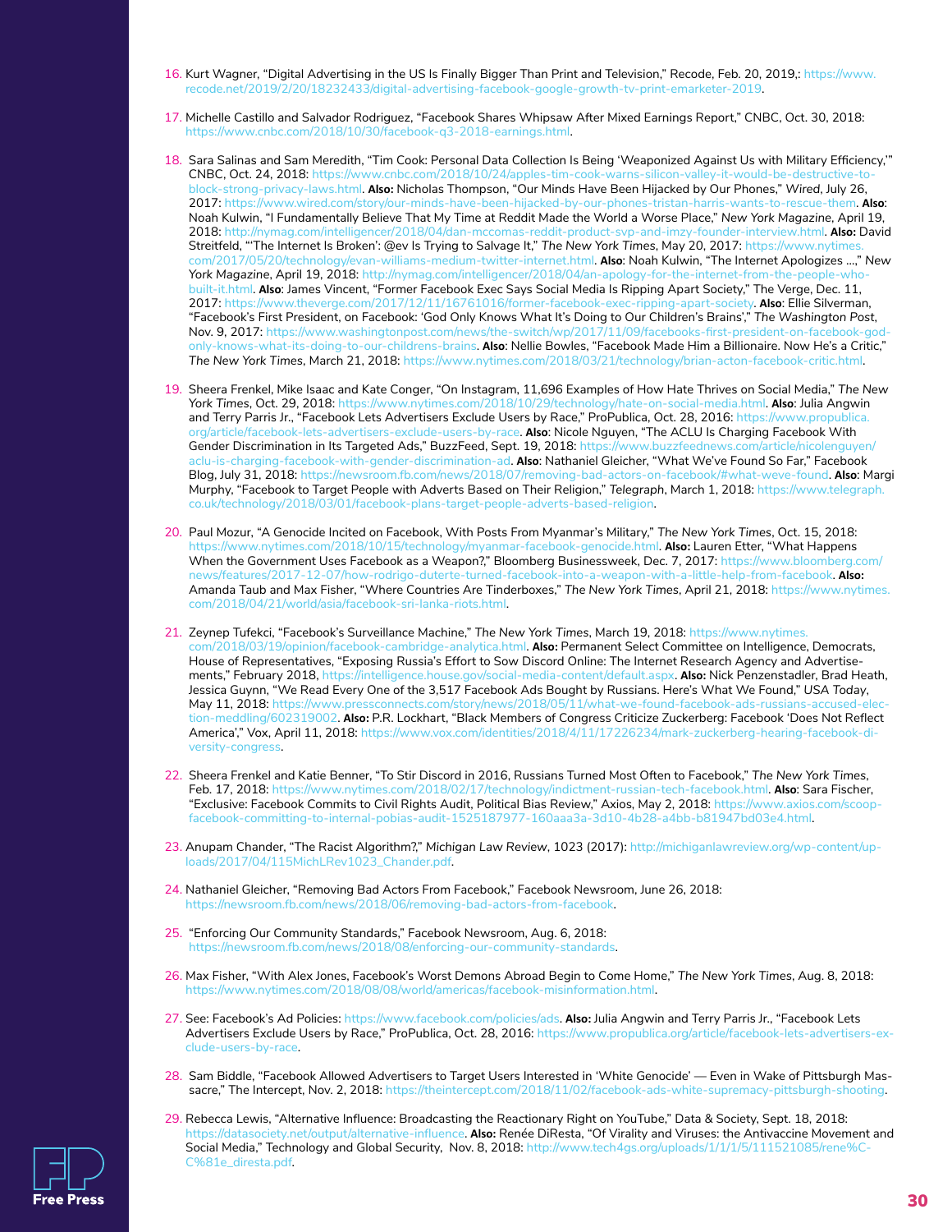16. Kurt Wagner, "Digital Advertising in the US Is Finally Bigger Than Print and Television," Recode, Feb. 20, 2019,: https://www.recode.net/2019/2/20/18232433/digital-advertising-facebook-google-growth-tv-print-emarketer-2019.

17. Michelle Castillo and Salvador Rodriguez, "Facebook Shares Whipsaw After Mixed Earnings Report," CNBC, Oct. 30, 2018: https://www.cnbc.com/2018/10/30/facebook-q3-2018-earnings.html.

18. Sara Salinas and Sam Meredith, "Tim Cook: Personal Data Collection Is Being 'Weaponized Against Us with Military Efficiency,'" CNBC, Oct. 24, 2018: https://www.cnbc.com/2018/10/24/apples-tim-cook-warns-silicon-valley-it-would-be-destructive-to-block-strong-privacy-laws.html. **Also:** Nicholas Thompson, "Our Minds Have Been Hijacked by Our Phones," *Wired*, July 26, 2017: https://www.wired.com/story/our-minds-have-been-hijacked-by-our-phones-tristan-harris-wants-to-rescue-them. **Also**: Noah Kulwin, "I Fundamentally Believe That My Time at Reddit Made the World a Worse Place," *New York Magazine*, April 19, 2018: http://nymag.com/intelligencer/2018/04/dan-mccomas-reddit-product-svp-and-imzy-founder-interview.html. **Also:** David Streitfeld, "'The Internet Is Broken': @ev Is Trying to Salvage It," *The New York Times*, May 20, 2017: https://www.nytimes.com/2017/05/20/technology/evan-williams-medium-twitter-internet.html. **Also**: Noah Kulwin, "The Internet Apologizes …," *New York Magazine*, April 19, 2018: http://nymag.com/intelligencer/2018/04/an-apology-for-the-internet-from-the-people-who-built-it.html. **Also**: James Vincent, "Former Facebook Exec Says Social Media Is Ripping Apart Society," The Verge, Dec. 11, 2017: https://www.theverge.com/2017/12/11/16761016/former-facebook-exec-ripping-apart-society. **Also**: Ellie Silverman, "Facebook's First President, on Facebook: 'God Only Knows What It's Doing to Our Children's Brains'," *The Washington Post*, Nov. 9, 2017: https://www.washingtonpost.com/news/the-switch/wp/2017/11/09/facebooks-first-president-on-facebook-god-only-knows-what-its-doing-to-our-childrens-brains. **Also**: Nellie Bowles, "Facebook Made Him a Billionaire. Now He's a Critic," *The New York Times*, March 21, 2018: https://www.nytimes.com/2018/03/21/technology/brian-acton-facebook-critic.html.

19. Sheera Frenkel, Mike Isaac and Kate Conger, "On Instagram, 11,696 Examples of How Hate Thrives on Social Media," *The New York Times*, Oct. 29, 2018: https://www.nytimes.com/2018/10/29/technology/hate-on-social-media.html. **Also**: Julia Angwin and Terry Parris Jr., "Facebook Lets Advertisers Exclude Users by Race," ProPublica, Oct. 28, 2016: https://www.propublica.org/article/facebook-lets-advertisers-exclude-users-by-race. **Also**: Nicole Nguyen, "The ACLU Is Charging Facebook With Gender Discrimination in Its Targeted Ads," BuzzFeed, Sept. 19, 2018: https://www.buzzfeednews.com/article/nicolenguyen/aclu-is-charging-facebook-with-gender-discrimination-ad. **Also**: Nathaniel Gleicher, "What We've Found So Far," Facebook Blog, July 31, 2018: https://newsroom.fb.com/news/2018/07/removing-bad-actors-on-facebook/#what-weve-found. **Also**: Margi Murphy, "Facebook to Target People with Adverts Based on Their Religion," *Telegraph*, March 1, 2018: https://www.telegraph.co.uk/technology/2018/03/01/facebook-plans-target-people-adverts-based-religion.

20. Paul Mozur, "A Genocide Incited on Facebook, With Posts From Myanmar's Military," *The New York Times*, Oct. 15, 2018: https://www.nytimes.com/2018/10/15/technology/myanmar-facebook-genocide.html. **Also:** Lauren Etter, "What Happens When the Government Uses Facebook as a Weapon?," Bloomberg Businessweek, Dec. 7, 2017: https://www.bloomberg.com/news/features/2017-12-07/how-rodrigo-duterte-turned-facebook-into-a-weapon-with-a-little-help-from-facebook. **Also:** Amanda Taub and Max Fisher, "Where Countries Are Tinderboxes," *The New York Times*, April 21, 2018: https://www.nytimes.com/2018/04/21/world/asia/facebook-sri-lanka-riots.html.

21. Zeynep Tufekci, "Facebook's Surveillance Machine," *The New York Times*, March 19, 2018: https://www.nytimes.com/2018/03/19/opinion/facebook-cambridge-analytica.html. **Also:** Permanent Select Committee on Intelligence, Democrats, House of Representatives, "Exposing Russia's Effort to Sow Discord Online: The Internet Research Agency and Advertisements," February 2018, https://intelligence.house.gov/social-media-content/default.aspx. **Also:** Nick Penzenstadler, Brad Heath, Jessica Guynn, "We Read Every One of the 3,517 Facebook Ads Bought by Russians. Here's What We Found," *USA Today*, May 11, 2018: https://www.pressconnects.com/story/news/2018/05/11/what-we-found-facebook-ads-russians-accused-election-meddling/602319002. **Also:** P.R. Lockhart, "Black Members of Congress Criticize Zuckerberg: Facebook 'Does Not Reflect America'," Vox, April 11, 2018: https://www.vox.com/identities/2018/4/11/17226234/mark-zuckerberg-hearing-facebook-diversity-congress.

22. Sheera Frenkel and Katie Benner, "To Stir Discord in 2016, Russians Turned Most Often to Facebook," *The New York Times*, Feb. 17, 2018: https://www.nytimes.com/2018/02/17/technology/indictment-russian-tech-facebook.html. **Also**: Sara Fischer, "Exclusive: Facebook Commits to Civil Rights Audit, Political Bias Review," Axios, May 2, 2018: https://www.axios.com/scoop-facebook-committing-to-internal-pobias-audit-1525187977-160aaa3a-3d10-4b28-a4bb-b81947bd03e4.html.

23. Anupam Chander, "The Racist Algorithm?," *Michigan Law Review*, 1023 (2017): http://michiganlawreview.org/wp-content/uploads/2017/04/115MichLRev1023_Chander.pdf.

24. Nathaniel Gleicher, "Removing Bad Actors From Facebook," Facebook Newsroom, June 26, 2018: https://newsroom.fb.com/news/2018/06/removing-bad-actors-from-facebook.

25. "Enforcing Our Community Standards," Facebook Newsroom, Aug. 6, 2018: https://newsroom.fb.com/news/2018/08/enforcing-our-community-standards.

26. Max Fisher, "With Alex Jones, Facebook's Worst Demons Abroad Begin to Come Home," *The New York Times*, Aug. 8, 2018: https://www.nytimes.com/2018/08/08/world/americas/facebook-misinformation.html.

27. See: Facebook's Ad Policies: https://www.facebook.com/policies/ads. **Also:** Julia Angwin and Terry Parris Jr., "Facebook Lets Advertisers Exclude Users by Race," ProPublica, Oct. 28, 2016: https://www.propublica.org/article/facebook-lets-advertisers-exclude-users-by-race.

28. Sam Biddle, "Facebook Allowed Advertisers to Target Users Interested in 'White Genocide' — Even in Wake of Pittsburgh Massacre," The Intercept, Nov. 2, 2018: https://theintercept.com/2018/11/02/facebook-ads-white-supremacy-pittsburgh-shooting.

29. Rebecca Lewis, "Alternative Influence: Broadcasting the Reactionary Right on YouTube," Data & Society, Sept. 18, 2018: https://datasociety.net/output/alternative-influence. **Also:** Renée DiResta, "Of Virality and Viruses: the Antivaccine Movement and Social Media," Technology and Global Security, Nov. 8, 2018: http://www.tech4gs.org/uploads/1/1/1/5/111521085/rene%CC%81e_diresta.pdf.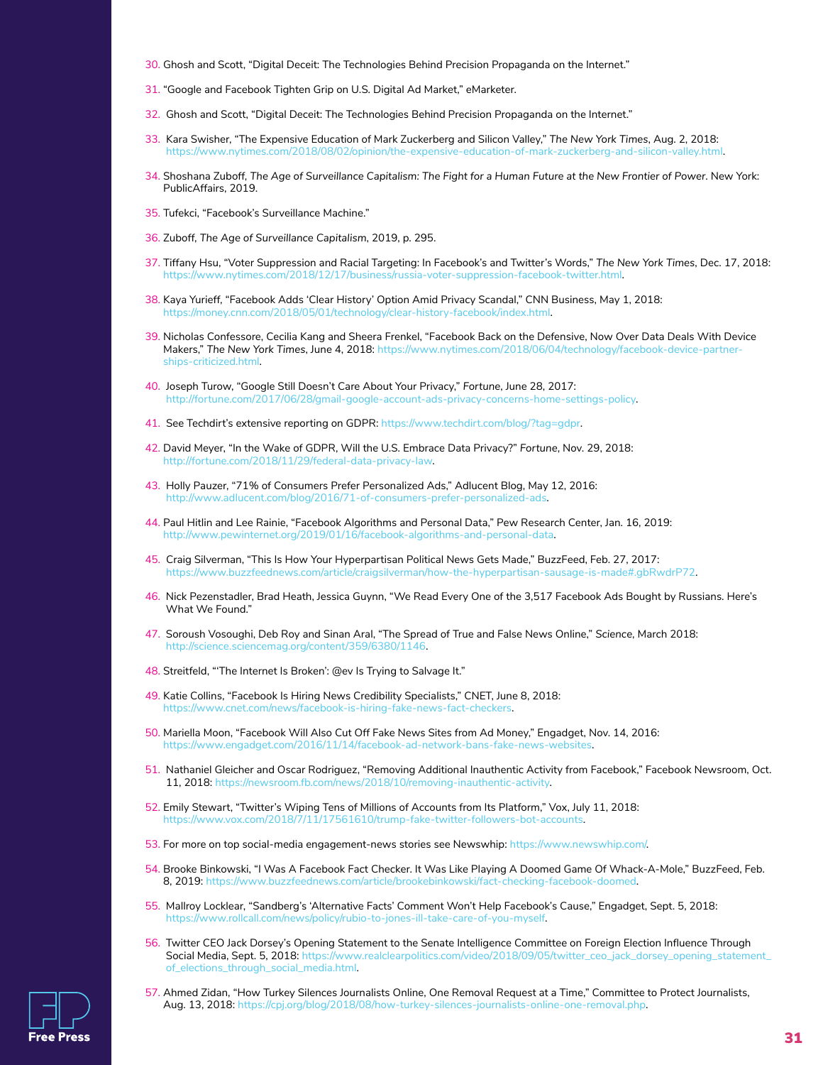30. Ghosh and Scott, "Digital Deceit: The Technologies Behind Precision Propaganda on the Internet."

31. "Google and Facebook Tighten Grip on U.S. Digital Ad Market," eMarketer.

32. Ghosh and Scott, "Digital Deceit: The Technologies Behind Precision Propaganda on the Internet."

33. Kara Swisher, "The Expensive Education of Mark Zuckerberg and Silicon Valley," *The New York Times*, Aug. 2, 2018: https://www.nytimes.com/2018/08/02/opinion/the-expensive-education-of-mark-zuckerberg-and-silicon-valley.html.

34. Shoshana Zuboff, *The Age of Surveillance Capitalism: The Fight for a Human Future at the New Frontier of Power*. New York: PublicAffairs, 2019.

35. Tufekci, "Facebook's Surveillance Machine."

36. Zuboff, *The Age of Surveillance Capitalism*, 2019, p. 295.

37. Tiffany Hsu, "Voter Suppression and Racial Targeting: In Facebook's and Twitter's Words," *The New York Times*, Dec. 17, 2018: https://www.nytimes.com/2018/12/17/business/russia-voter-suppression-facebook-twitter.html.

38. Kaya Yurieff, "Facebook Adds 'Clear History' Option Amid Privacy Scandal," CNN Business, May 1, 2018: https://money.cnn.com/2018/05/01/technology/clear-history-facebook/index.html.

39. Nicholas Confessore, Cecilia Kang and Sheera Frenkel, "Facebook Back on the Defensive, Now Over Data Deals With Device Makers," *The New York Times*, June 4, 2018: https://www.nytimes.com/2018/06/04/technology/facebook-device-partnerships-criticized.html.

40. Joseph Turow, "Google Still Doesn't Care About Your Privacy," *Fortune*, June 28, 2017: http://fortune.com/2017/06/28/gmail-google-account-ads-privacy-concerns-home-settings-policy.

41. See Techdirt's extensive reporting on GDPR: https://www.techdirt.com/blog/?tag=gdpr.

42. David Meyer, "In the Wake of GDPR, Will the U.S. Embrace Data Privacy?" *Fortune*, Nov. 29, 2018: http://fortune.com/2018/11/29/federal-data-privacy-law.

43. Holly Pauzer, "71% of Consumers Prefer Personalized Ads," Adlucent Blog, May 12, 2016: http://www.adlucent.com/blog/2016/71-of-consumers-prefer-personalized-ads.

44. Paul Hitlin and Lee Rainie, "Facebook Algorithms and Personal Data," Pew Research Center, Jan. 16, 2019: http://www.pewinternet.org/2019/01/16/facebook-algorithms-and-personal-data.

45. Craig Silverman, "This Is How Your Hyperpartisan Political News Gets Made," BuzzFeed, Feb. 27, 2017: https://www.buzzfeednews.com/article/craigsilverman/how-the-hyperpartisan-sausage-is-made#.gbRwdrP72.

46. Nick Pezenstadler, Brad Heath, Jessica Guynn, "We Read Every One of the 3,517 Facebook Ads Bought by Russians. Here's What We Found."

47. Soroush Vosoughi, Deb Roy and Sinan Aral, "The Spread of True and False News Online," *Science*, March 2018: http://science.sciencemag.org/content/359/6380/1146.

48. Streitfeld, "'The Internet Is Broken': @ev Is Trying to Salvage It."

49. Katie Collins, "Facebook Is Hiring News Credibility Specialists," CNET, June 8, 2018: https://www.cnet.com/news/facebook-is-hiring-fake-news-fact-checkers.

50. Mariella Moon, "Facebook Will Also Cut Off Fake News Sites from Ad Money," Engadget, Nov. 14, 2016: https://www.engadget.com/2016/11/14/facebook-ad-network-bans-fake-news-websites.

51. Nathaniel Gleicher and Oscar Rodriguez, "Removing Additional Inauthentic Activity from Facebook," Facebook Newsroom, Oct. 11, 2018: https://newsroom.fb.com/news/2018/10/removing-inauthentic-activity.

52. Emily Stewart, "Twitter's Wiping Tens of Millions of Accounts from Its Platform," Vox, July 11, 2018: https://www.vox.com/2018/7/11/17561610/trump-fake-twitter-followers-bot-accounts.

53. For more on top social-media engagement-news stories see Newswhip: https://www.newswhip.com/.

54. Brooke Binkowski, "I Was A Facebook Fact Checker. It Was Like Playing A Doomed Game Of Whack-A-Mole," BuzzFeed, Feb. 8, 2019: https://www.buzzfeednews.com/article/brookebinkowski/fact-checking-facebook-doomed.

55. Mallroy Locklear, "Sandberg's 'Alternative Facts' Comment Won't Help Facebook's Cause," Engadget, Sept. 5, 2018: https://www.rollcall.com/news/policy/rubio-to-jones-ill-take-care-of-you-myself.

56. Twitter CEO Jack Dorsey's Opening Statement to the Senate Intelligence Committee on Foreign Election Influence Through Social Media, Sept. 5, 2018: https://www.realclearpolitics.com/video/2018/09/05/twitter_ceo_jack_dorsey_opening_statement_of_elections_through_social_media.html.

57. Ahmed Zidan, "How Turkey Silences Journalists Online, One Removal Request at a Time," Committee to Protect Journalists, Aug. 13, 2018: https://cpj.org/blog/2018/08/how-turkey-silences-journalists-online-one-removal.php.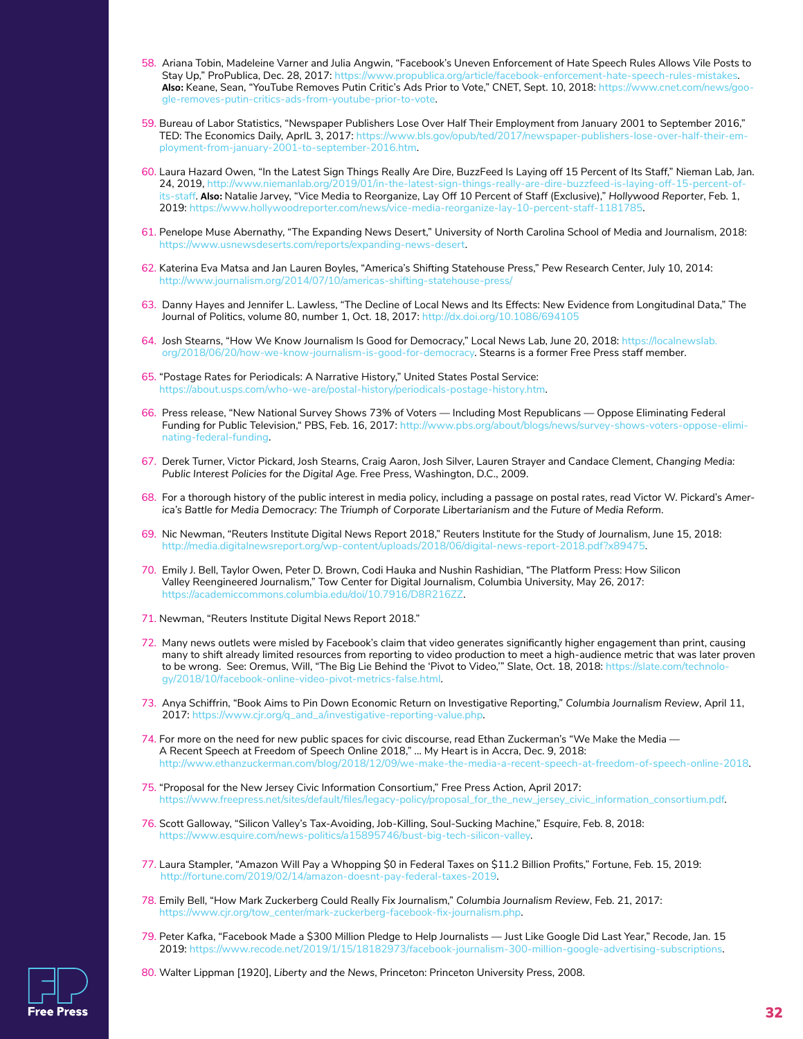58. Ariana Tobin, Madeleine Varner and Julia Angwin, "Facebook's Uneven Enforcement of Hate Speech Rules Allows Vile Posts to Stay Up," ProPublica, Dec. 28, 2017: https://www.propublica.org/article/facebook-enforcement-hate-speech-rules-mistakes. **Also:** Keane, Sean, "YouTube Removes Putin Critic's Ads Prior to Vote," CNET, Sept. 10, 2018: https://www.cnet.com/news/google-removes-putin-critics-ads-from-youtube-prior-to-vote.

59. Bureau of Labor Statistics, "Newspaper Publishers Lose Over Half Their Employment from January 2001 to September 2016," TED: The Economics Daily, AprIL 3, 2017: https://www.bls.gov/opub/ted/2017/newspaper-publishers-lose-over-half-their-employment-from-january-2001-to-september-2016.htm.

60. Laura Hazard Owen, "In the Latest Sign Things Really Are Dire, BuzzFeed Is Laying off 15 Percent of Its Staff," Nieman Lab, Jan. 24, 2019, http://www.niemanlab.org/2019/01/in-the-latest-sign-things-really-are-dire-buzzfeed-is-laying-off-15-percent-of-its-staff. **Also:** Natalie Jarvey, "Vice Media to Reorganize, Lay Off 10 Percent of Staff (Exclusive)," *Hollywood Reporter*, Feb. 1, 2019: https://www.hollywoodreporter.com/news/vice-media-reorganize-lay-10-percent-staff-1181785.

61. Penelope Muse Abernathy, "The Expanding News Desert," University of North Carolina School of Media and Journalism, 2018: https://www.usnewsdeserts.com/reports/expanding-news-desert.

62. Katerina Eva Matsa and Jan Lauren Boyles, "America's Shifting Statehouse Press," Pew Research Center, July 10, 2014: http://www.journalism.org/2014/07/10/americas-shifting-statehouse-press/

63. Danny Hayes and Jennifer L. Lawless, "The Decline of Local News and Its Effects: New Evidence from Longitudinal Data," The Journal of Politics, volume 80, number 1, Oct. 18, 2017: http://dx.doi.org/10.1086/694105

64. Josh Stearns, "How We Know Journalism Is Good for Democracy," Local News Lab, June 20, 2018: https://localnewslab.org/2018/06/20/how-we-know-journalism-is-good-for-democracy. Stearns is a former Free Press staff member.

65. "Postage Rates for Periodicals: A Narrative History," United States Postal Service: https://about.usps.com/who-we-are/postal-history/periodicals-postage-history.htm.

66. Press release, "New National Survey Shows 73% of Voters — Including Most Republicans — Oppose Eliminating Federal Funding for Public Television," PBS, Feb. 16, 2017: http://www.pbs.org/about/blogs/news/survey-shows-voters-oppose-eliminating-federal-funding.

67. Derek Turner, Victor Pickard, Josh Stearns, Craig Aaron, Josh Silver, Lauren Strayer and Candace Clement, *Changing Media: Public Interest Policies for the Digital Age*. Free Press, Washington, D.C., 2009.

68. For a thorough history of the public interest in media policy, including a passage on postal rates, read Victor W. Pickard's *America's Battle for Media Democracy: The Triumph of Corporate Libertarianism and the Future of Media Reform*.

69. Nic Newman, "Reuters Institute Digital News Report 2018," Reuters Institute for the Study of Journalism, June 15, 2018: http://media.digitalnewsreport.org/wp-content/uploads/2018/06/digital-news-report-2018.pdf?x89475.

70. Emily J. Bell, Taylor Owen, Peter D. Brown, Codi Hauka and Nushin Rashidian, "The Platform Press: How Silicon Valley Reengineered Journalism," Tow Center for Digital Journalism, Columbia University, May 26, 2017: https://academiccommons.columbia.edu/doi/10.7916/D8R216ZZ.

71. Newman, "Reuters Institute Digital News Report 2018."

72. Many news outlets were misled by Facebook's claim that video generates significantly higher engagement than print, causing many to shift already limited resources from reporting to video production to meet a high-audience metric that was later proven to be wrong. See: Oremus, Will, "The Big Lie Behind the 'Pivot to Video,'" Slate, Oct. 18, 2018: https://slate.com/technology/2018/10/facebook-online-video-pivot-metrics-false.html.

73. Anya Schiffrin, "Book Aims to Pin Down Economic Return on Investigative Reporting," *Columbia Journalism Review*, April 11, 2017: https://www.cjr.org/q_and_a/investigative-reporting-value.php.

74. For more on the need for new public spaces for civic discourse, read Ethan Zuckerman's "We Make the Media — A Recent Speech at Freedom of Speech Online 2018," ... My Heart is in Accra, Dec. 9, 2018: http://www.ethanzuckerman.com/blog/2018/12/09/we-make-the-media-a-recent-speech-at-freedom-of-speech-online-2018.

75. "Proposal for the New Jersey Civic Information Consortium," Free Press Action, April 2017: https://www.freepress.net/sites/default/files/legacy-policy/proposal_for_the_new_jersey_civic_information_consortium.pdf.

76. Scott Galloway, "Silicon Valley's Tax-Avoiding, Job-Killing, Soul-Sucking Machine," *Esquire*, Feb. 8, 2018: https://www.esquire.com/news-politics/a15895746/bust-big-tech-silicon-valley.

77. Laura Stampler, "Amazon Will Pay a Whopping $0 in Federal Taxes on $11.2 Billion Profits," Fortune, Feb. 15, 2019: http://fortune.com/2019/02/14/amazon-doesnt-pay-federal-taxes-2019.

78. Emily Bell, "How Mark Zuckerberg Could Really Fix Journalism," *Columbia Journalism Review*, Feb. 21, 2017: https://www.cjr.org/tow_center/mark-zuckerberg-facebook-fix-journalism.php.

79. Peter Kafka, "Facebook Made a $300 Million Pledge to Help Journalists — Just Like Google Did Last Year," Recode, Jan. 15 2019: https://www.recode.net/2019/1/15/18182973/facebook-journalism-300-million-google-advertising-subscriptions.

80. Walter Lippman [1920], *Liberty and the News*, Princeton: Princeton University Press, 2008.